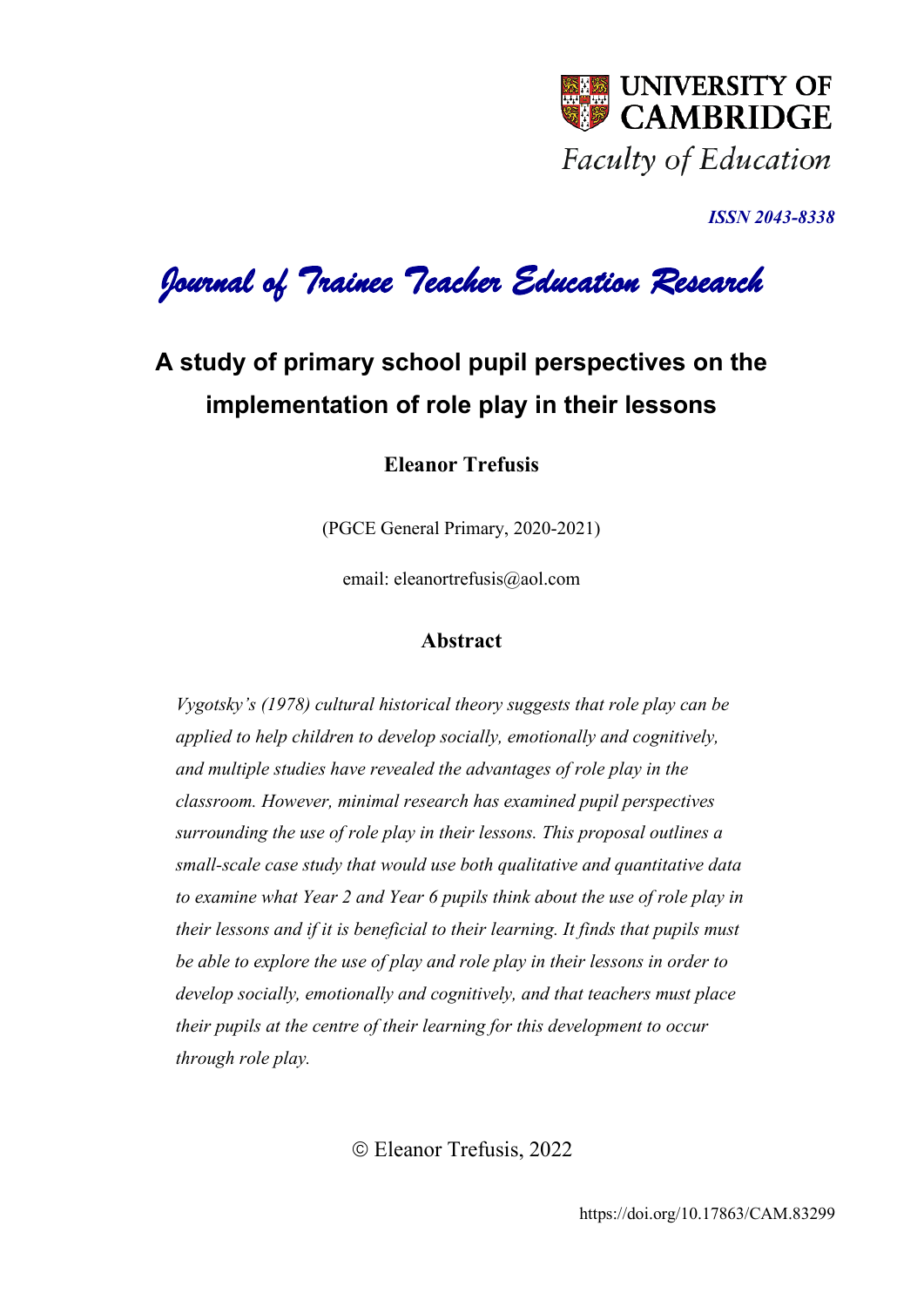UNIVERSITY OF CAMBRIDGE

*Faculty of Education*

***ISSN 2043-8338***

*Journal of Trainee Teacher Education Research*

# A study of primary school pupil perspectives on the implementation of role play in their lessons

**Eleanor Trefusis**

(PGCE General Primary, 2020-2021)

email: eleanortrefusis@aol.com

## Abstract

*Vygotsky's (1978) cultural historical theory suggests that role play can be applied to help children to develop socially, emotionally and cognitively, and multiple studies have revealed the advantages of role play in the classroom. However, minimal research has examined pupil perspectives surrounding the use of role play in their lessons. This proposal outlines a small-scale case study that would use both qualitative and quantitative data to examine what Year 2 and Year 6 pupils think about the use of role play in their lessons and if it is beneficial to their learning. It finds that pupils must be able to explore the use of play and role play in their lessons in order to develop socially, emotionally and cognitively, and that teachers must place their pupils at the centre of their learning for this development to occur through role play.*

© Eleanor Trefusis, 2022

https://doi.org/10.17863/CAM.83299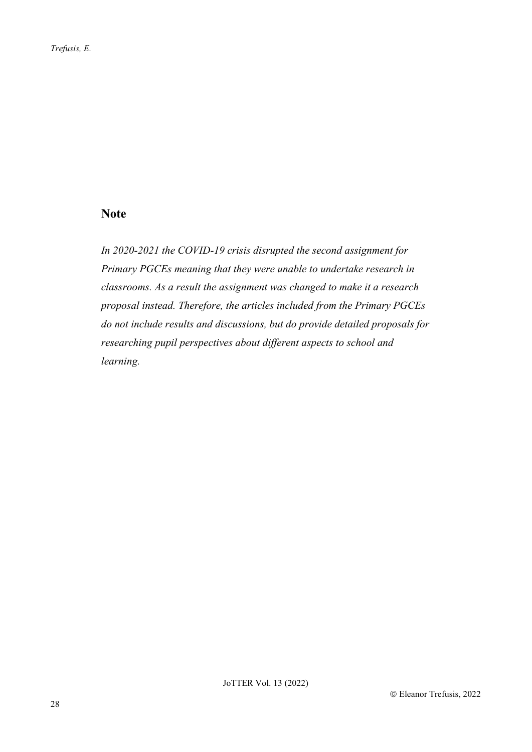## Note

*In 2020-2021 the COVID-19 crisis disrupted the second assignment for Primary PGCEs meaning that they were unable to undertake research in classrooms. As a result the assignment was changed to make it a research proposal instead. Therefore, the articles included from the Primary PGCEs do not include results and discussions, but do provide detailed proposals for researching pupil perspectives about different aspects to school and learning.*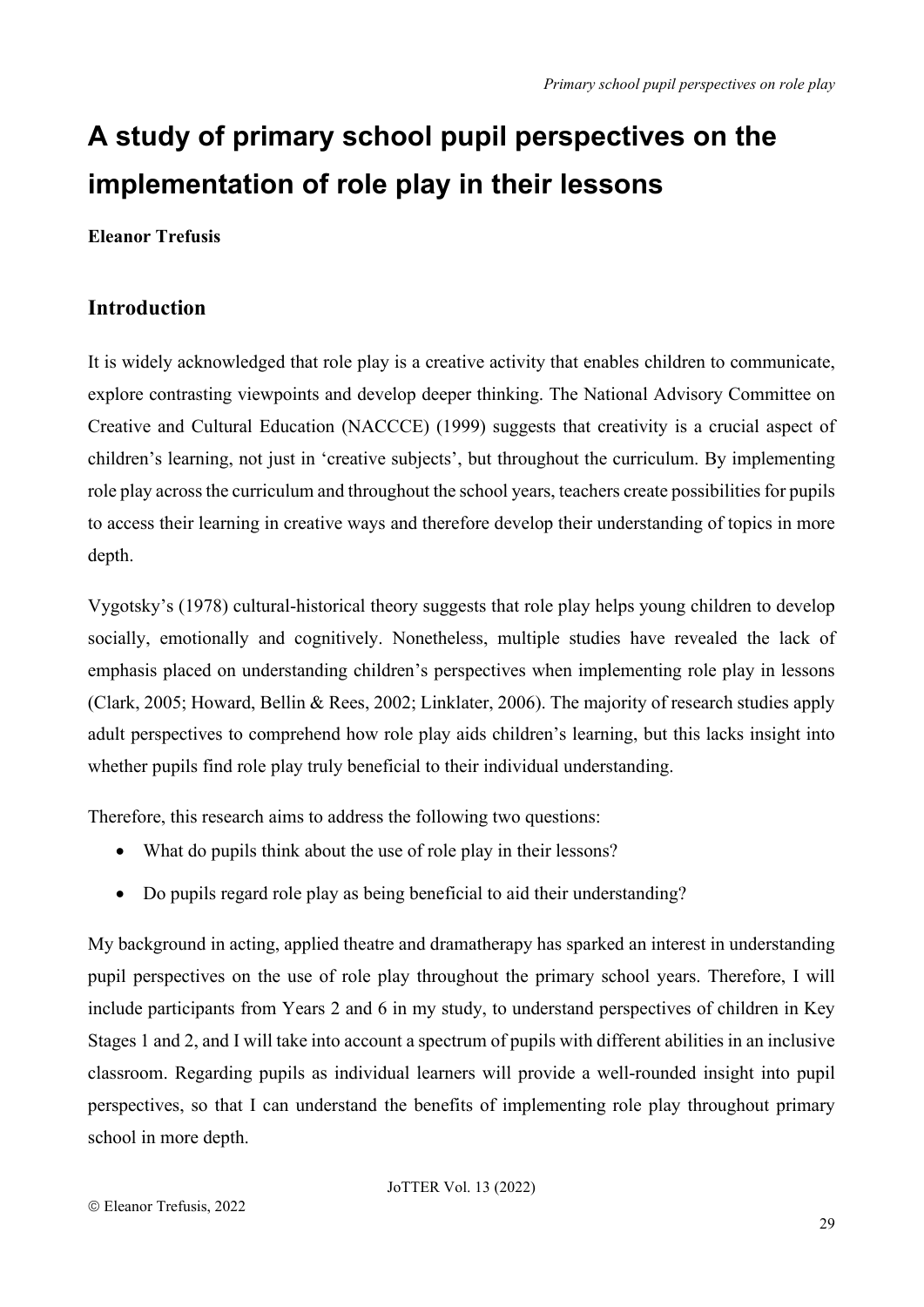# A study of primary school pupil perspectives on the implementation of role play in their lessons

**Eleanor Trefusis**

## Introduction

It is widely acknowledged that role play is a creative activity that enables children to communicate, explore contrasting viewpoints and develop deeper thinking. The National Advisory Committee on Creative and Cultural Education (NACCCE) (1999) suggests that creativity is a crucial aspect of children's learning, not just in 'creative subjects', but throughout the curriculum. By implementing role play across the curriculum and throughout the school years, teachers create possibilities for pupils to access their learning in creative ways and therefore develop their understanding of topics in more depth.

Vygotsky's (1978) cultural-historical theory suggests that role play helps young children to develop socially, emotionally and cognitively. Nonetheless, multiple studies have revealed the lack of emphasis placed on understanding children's perspectives when implementing role play in lessons (Clark, 2005; Howard, Bellin & Rees, 2002; Linklater, 2006). The majority of research studies apply adult perspectives to comprehend how role play aids children's learning, but this lacks insight into whether pupils find role play truly beneficial to their individual understanding.

Therefore, this research aims to address the following two questions:

- What do pupils think about the use of role play in their lessons?
- Do pupils regard role play as being beneficial to aid their understanding?

My background in acting, applied theatre and dramatherapy has sparked an interest in understanding pupil perspectives on the use of role play throughout the primary school years. Therefore, I will include participants from Years 2 and 6 in my study, to understand perspectives of children in Key Stages 1 and 2, and I will take into account a spectrum of pupils with different abilities in an inclusive classroom. Regarding pupils as individual learners will provide a well-rounded insight into pupil perspectives, so that I can understand the benefits of implementing role play throughout primary school in more depth.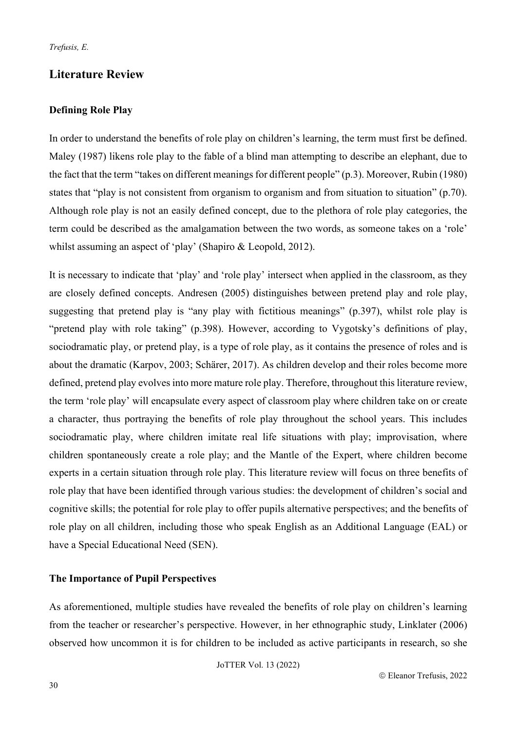## Literature Review

### Defining Role Play

In order to understand the benefits of role play on children's learning, the term must first be defined. Maley (1987) likens role play to the fable of a blind man attempting to describe an elephant, due to the fact that the term "takes on different meanings for different people" (p.3). Moreover, Rubin (1980) states that "play is not consistent from organism to organism and from situation to situation" (p.70). Although role play is not an easily defined concept, due to the plethora of role play categories, the term could be described as the amalgamation between the two words, as someone takes on a 'role' whilst assuming an aspect of 'play' (Shapiro & Leopold, 2012).

It is necessary to indicate that 'play' and 'role play' intersect when applied in the classroom, as they are closely defined concepts. Andresen (2005) distinguishes between pretend play and role play, suggesting that pretend play is "any play with fictitious meanings" (p.397), whilst role play is "pretend play with role taking" (p.398). However, according to Vygotsky's definitions of play, sociodramatic play, or pretend play, is a type of role play, as it contains the presence of roles and is about the dramatic (Karpov, 2003; Schärer, 2017). As children develop and their roles become more defined, pretend play evolves into more mature role play. Therefore, throughout this literature review, the term 'role play' will encapsulate every aspect of classroom play where children take on or create a character, thus portraying the benefits of role play throughout the school years. This includes sociodramatic play, where children imitate real life situations with play; improvisation, where children spontaneously create a role play; and the Mantle of the Expert, where children become experts in a certain situation through role play. This literature review will focus on three benefits of role play that have been identified through various studies: the development of children's social and cognitive skills; the potential for role play to offer pupils alternative perspectives; and the benefits of role play on all children, including those who speak English as an Additional Language (EAL) or have a Special Educational Need (SEN).

### The Importance of Pupil Perspectives

As aforementioned, multiple studies have revealed the benefits of role play on children's learning from the teacher or researcher's perspective. However, in her ethnographic study, Linklater (2006) observed how uncommon it is for children to be included as active participants in research, so she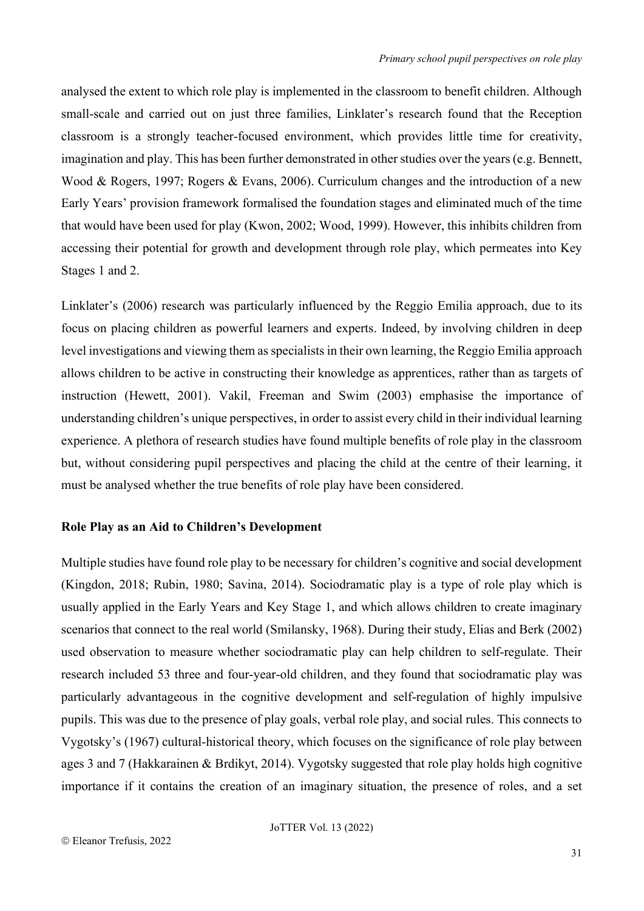analysed the extent to which role play is implemented in the classroom to benefit children. Although small-scale and carried out on just three families, Linklater's research found that the Reception classroom is a strongly teacher-focused environment, which provides little time for creativity, imagination and play. This has been further demonstrated in other studies over the years (e.g. Bennett, Wood & Rogers, 1997; Rogers & Evans, 2006). Curriculum changes and the introduction of a new Early Years' provision framework formalised the foundation stages and eliminated much of the time that would have been used for play (Kwon, 2002; Wood, 1999). However, this inhibits children from accessing their potential for growth and development through role play, which permeates into Key Stages 1 and 2.

Linklater's (2006) research was particularly influenced by the Reggio Emilia approach, due to its focus on placing children as powerful learners and experts. Indeed, by involving children in deep level investigations and viewing them as specialists in their own learning, the Reggio Emilia approach allows children to be active in constructing their knowledge as apprentices, rather than as targets of instruction (Hewett, 2001). Vakil, Freeman and Swim (2003) emphasise the importance of understanding children's unique perspectives, in order to assist every child in their individual learning experience. A plethora of research studies have found multiple benefits of role play in the classroom but, without considering pupil perspectives and placing the child at the centre of their learning, it must be analysed whether the true benefits of role play have been considered.

**Role Play as an Aid to Children's Development**

Multiple studies have found role play to be necessary for children's cognitive and social development (Kingdon, 2018; Rubin, 1980; Savina, 2014). Sociodramatic play is a type of role play which is usually applied in the Early Years and Key Stage 1, and which allows children to create imaginary scenarios that connect to the real world (Smilansky, 1968). During their study, Elias and Berk (2002) used observation to measure whether sociodramatic play can help children to self-regulate. Their research included 53 three and four-year-old children, and they found that sociodramatic play was particularly advantageous in the cognitive development and self-regulation of highly impulsive pupils. This was due to the presence of play goals, verbal role play, and social rules. This connects to Vygotsky's (1967) cultural-historical theory, which focuses on the significance of role play between ages 3 and 7 (Hakkarainen & Brdikyt, 2014). Vygotsky suggested that role play holds high cognitive importance if it contains the creation of an imaginary situation, the presence of roles, and a set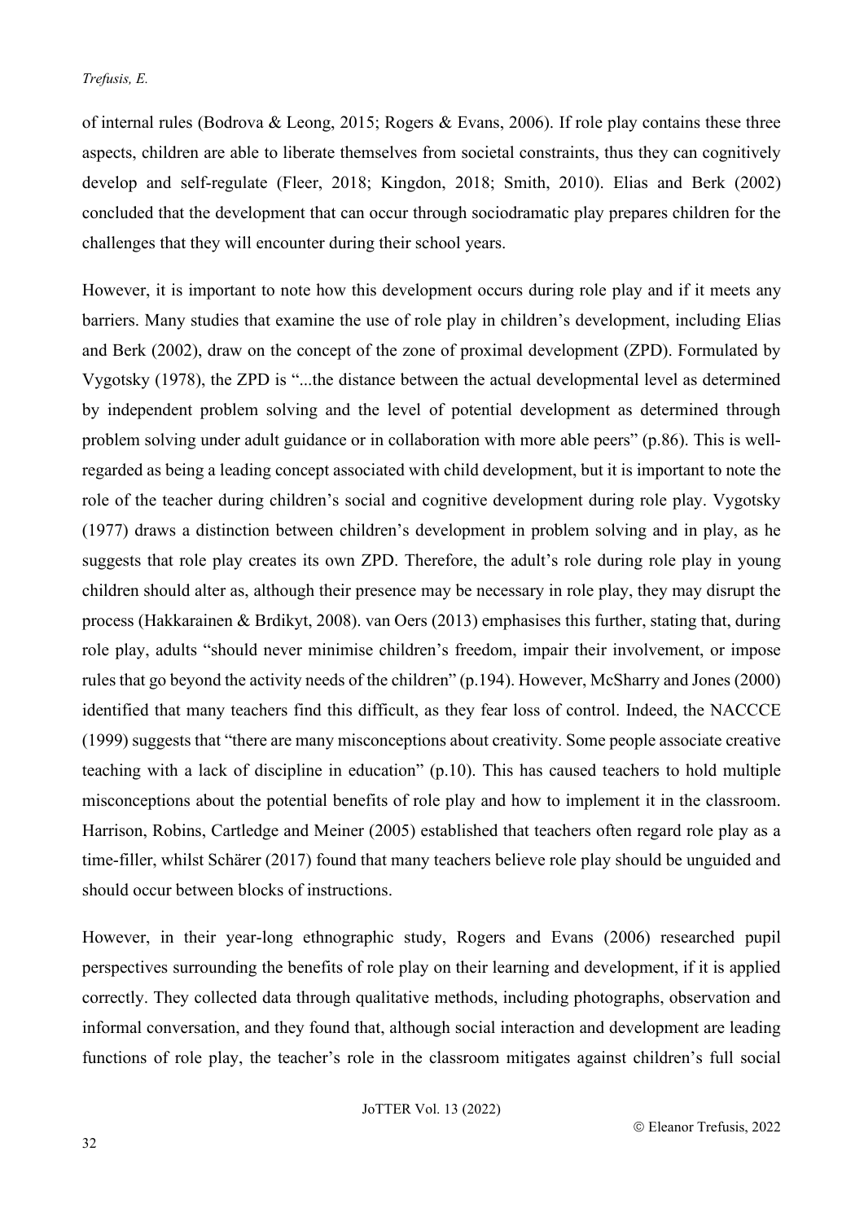of internal rules (Bodrova & Leong, 2015; Rogers & Evans, 2006). If role play contains these three aspects, children are able to liberate themselves from societal constraints, thus they can cognitively develop and self-regulate (Fleer, 2018; Kingdon, 2018; Smith, 2010). Elias and Berk (2002) concluded that the development that can occur through sociodramatic play prepares children for the challenges that they will encounter during their school years.

However, it is important to note how this development occurs during role play and if it meets any barriers. Many studies that examine the use of role play in children's development, including Elias and Berk (2002), draw on the concept of the zone of proximal development (ZPD). Formulated by Vygotsky (1978), the ZPD is "...the distance between the actual developmental level as determined by independent problem solving and the level of potential development as determined through problem solving under adult guidance or in collaboration with more able peers" (p.86). This is well-regarded as being a leading concept associated with child development, but it is important to note the role of the teacher during children's social and cognitive development during role play. Vygotsky (1977) draws a distinction between children's development in problem solving and in play, as he suggests that role play creates its own ZPD. Therefore, the adult's role during role play in young children should alter as, although their presence may be necessary in role play, they may disrupt the process (Hakkarainen & Brdikyt, 2008). van Oers (2013) emphasises this further, stating that, during role play, adults "should never minimise children's freedom, impair their involvement, or impose rules that go beyond the activity needs of the children" (p.194). However, McSharry and Jones (2000) identified that many teachers find this difficult, as they fear loss of control. Indeed, the NACCCE (1999) suggests that "there are many misconceptions about creativity. Some people associate creative teaching with a lack of discipline in education" (p.10). This has caused teachers to hold multiple misconceptions about the potential benefits of role play and how to implement it in the classroom. Harrison, Robins, Cartledge and Meiner (2005) established that teachers often regard role play as a time-filler, whilst Schärer (2017) found that many teachers believe role play should be unguided and should occur between blocks of instructions.

However, in their year-long ethnographic study, Rogers and Evans (2006) researched pupil perspectives surrounding the benefits of role play on their learning and development, if it is applied correctly. They collected data through qualitative methods, including photographs, observation and informal conversation, and they found that, although social interaction and development are leading functions of role play, the teacher's role in the classroom mitigates against children's full social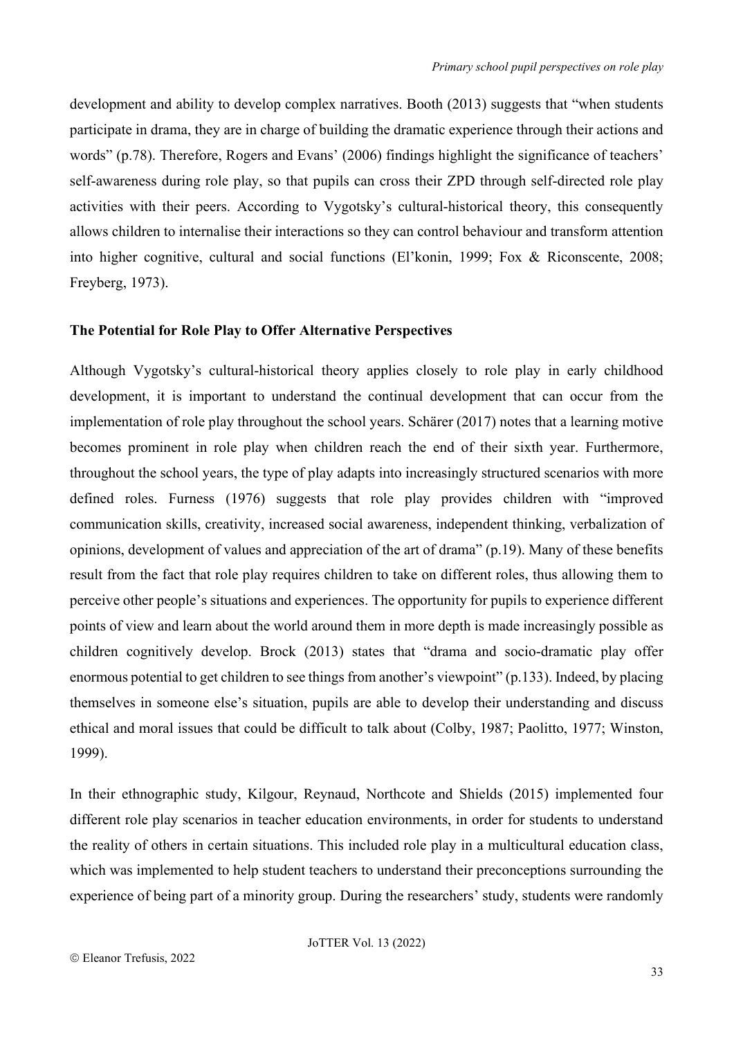development and ability to develop complex narratives. Booth (2013) suggests that "when students participate in drama, they are in charge of building the dramatic experience through their actions and words" (p.78). Therefore, Rogers and Evans' (2006) findings highlight the significance of teachers' self-awareness during role play, so that pupils can cross their ZPD through self-directed role play activities with their peers. According to Vygotsky's cultural-historical theory, this consequently allows children to internalise their interactions so they can control behaviour and transform attention into higher cognitive, cultural and social functions (El'konin, 1999; Fox & Riconscente, 2008; Freyberg, 1973).

**The Potential for Role Play to Offer Alternative Perspectives**

Although Vygotsky's cultural-historical theory applies closely to role play in early childhood development, it is important to understand the continual development that can occur from the implementation of role play throughout the school years. Schärer (2017) notes that a learning motive becomes prominent in role play when children reach the end of their sixth year. Furthermore, throughout the school years, the type of play adapts into increasingly structured scenarios with more defined roles. Furness (1976) suggests that role play provides children with "improved communication skills, creativity, increased social awareness, independent thinking, verbalization of opinions, development of values and appreciation of the art of drama" (p.19). Many of these benefits result from the fact that role play requires children to take on different roles, thus allowing them to perceive other people's situations and experiences. The opportunity for pupils to experience different points of view and learn about the world around them in more depth is made increasingly possible as children cognitively develop. Brock (2013) states that "drama and socio-dramatic play offer enormous potential to get children to see things from another's viewpoint" (p.133). Indeed, by placing themselves in someone else's situation, pupils are able to develop their understanding and discuss ethical and moral issues that could be difficult to talk about (Colby, 1987; Paolitto, 1977; Winston, 1999).

In their ethnographic study, Kilgour, Reynaud, Northcote and Shields (2015) implemented four different role play scenarios in teacher education environments, in order for students to understand the reality of others in certain situations. This included role play in a multicultural education class, which was implemented to help student teachers to understand their preconceptions surrounding the experience of being part of a minority group. During the researchers' study, students were randomly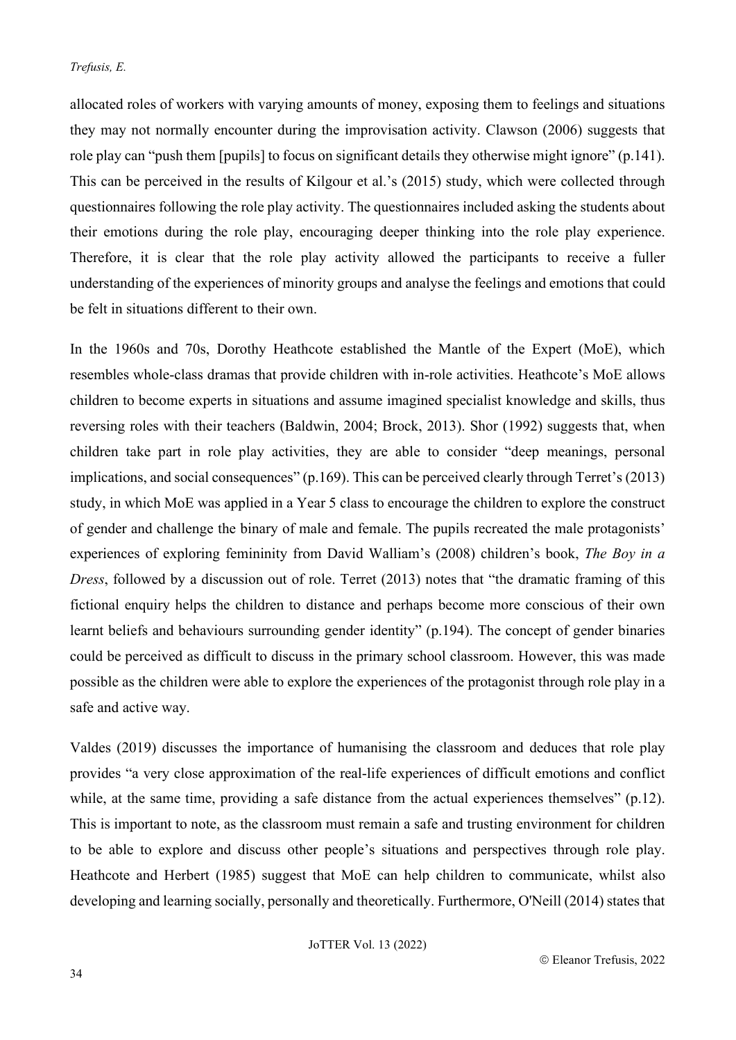allocated roles of workers with varying amounts of money, exposing them to feelings and situations they may not normally encounter during the improvisation activity. Clawson (2006) suggests that role play can "push them [pupils] to focus on significant details they otherwise might ignore" (p.141). This can be perceived in the results of Kilgour et al.'s (2015) study, which were collected through questionnaires following the role play activity. The questionnaires included asking the students about their emotions during the role play, encouraging deeper thinking into the role play experience. Therefore, it is clear that the role play activity allowed the participants to receive a fuller understanding of the experiences of minority groups and analyse the feelings and emotions that could be felt in situations different to their own.

In the 1960s and 70s, Dorothy Heathcote established the Mantle of the Expert (MoE), which resembles whole-class dramas that provide children with in-role activities. Heathcote's MoE allows children to become experts in situations and assume imagined specialist knowledge and skills, thus reversing roles with their teachers (Baldwin, 2004; Brock, 2013). Shor (1992) suggests that, when children take part in role play activities, they are able to consider "deep meanings, personal implications, and social consequences" (p.169). This can be perceived clearly through Terret's (2013) study, in which MoE was applied in a Year 5 class to encourage the children to explore the construct of gender and challenge the binary of male and female. The pupils recreated the male protagonists' experiences of exploring femininity from David Walliam's (2008) children's book, *The Boy in a Dress*, followed by a discussion out of role. Terret (2013) notes that "the dramatic framing of this fictional enquiry helps the children to distance and perhaps become more conscious of their own learnt beliefs and behaviours surrounding gender identity" (p.194). The concept of gender binaries could be perceived as difficult to discuss in the primary school classroom. However, this was made possible as the children were able to explore the experiences of the protagonist through role play in a safe and active way.

Valdes (2019) discusses the importance of humanising the classroom and deduces that role play provides "a very close approximation of the real-life experiences of difficult emotions and conflict while, at the same time, providing a safe distance from the actual experiences themselves" (p.12). This is important to note, as the classroom must remain a safe and trusting environment for children to be able to explore and discuss other people's situations and perspectives through role play. Heathcote and Herbert (1985) suggest that MoE can help children to communicate, whilst also developing and learning socially, personally and theoretically. Furthermore, O'Neill (2014) states that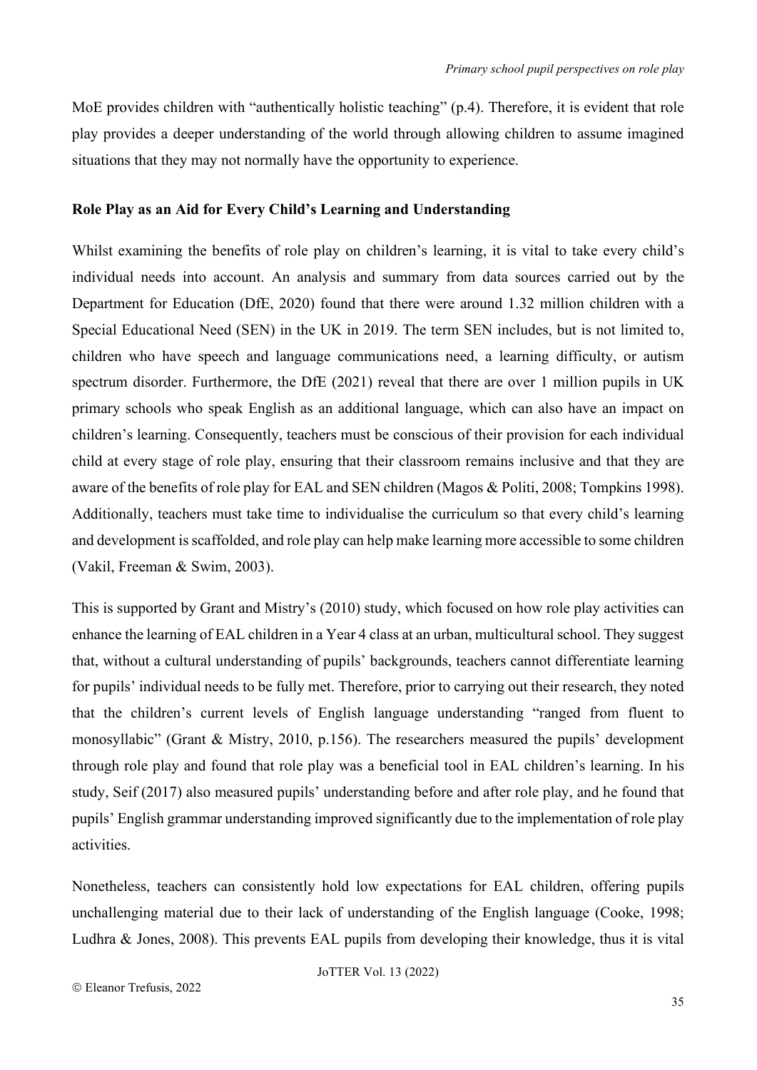MoE provides children with "authentically holistic teaching" (p.4). Therefore, it is evident that role play provides a deeper understanding of the world through allowing children to assume imagined situations that they may not normally have the opportunity to experience.

### Role Play as an Aid for Every Child's Learning and Understanding

Whilst examining the benefits of role play on children's learning, it is vital to take every child's individual needs into account. An analysis and summary from data sources carried out by the Department for Education (DfE, 2020) found that there were around 1.32 million children with a Special Educational Need (SEN) in the UK in 2019. The term SEN includes, but is not limited to, children who have speech and language communications need, a learning difficulty, or autism spectrum disorder. Furthermore, the DfE (2021) reveal that there are over 1 million pupils in UK primary schools who speak English as an additional language, which can also have an impact on children's learning. Consequently, teachers must be conscious of their provision for each individual child at every stage of role play, ensuring that their classroom remains inclusive and that they are aware of the benefits of role play for EAL and SEN children (Magos & Politi, 2008; Tompkins 1998). Additionally, teachers must take time to individualise the curriculum so that every child's learning and development is scaffolded, and role play can help make learning more accessible to some children (Vakil, Freeman & Swim, 2003).

This is supported by Grant and Mistry's (2010) study, which focused on how role play activities can enhance the learning of EAL children in a Year 4 class at an urban, multicultural school. They suggest that, without a cultural understanding of pupils' backgrounds, teachers cannot differentiate learning for pupils' individual needs to be fully met. Therefore, prior to carrying out their research, they noted that the children's current levels of English language understanding "ranged from fluent to monosyllabic" (Grant & Mistry, 2010, p.156). The researchers measured the pupils' development through role play and found that role play was a beneficial tool in EAL children's learning. In his study, Seif (2017) also measured pupils' understanding before and after role play, and he found that pupils' English grammar understanding improved significantly due to the implementation of role play activities.

Nonetheless, teachers can consistently hold low expectations for EAL children, offering pupils unchallenging material due to their lack of understanding of the English language (Cooke, 1998; Ludhra & Jones, 2008). This prevents EAL pupils from developing their knowledge, thus it is vital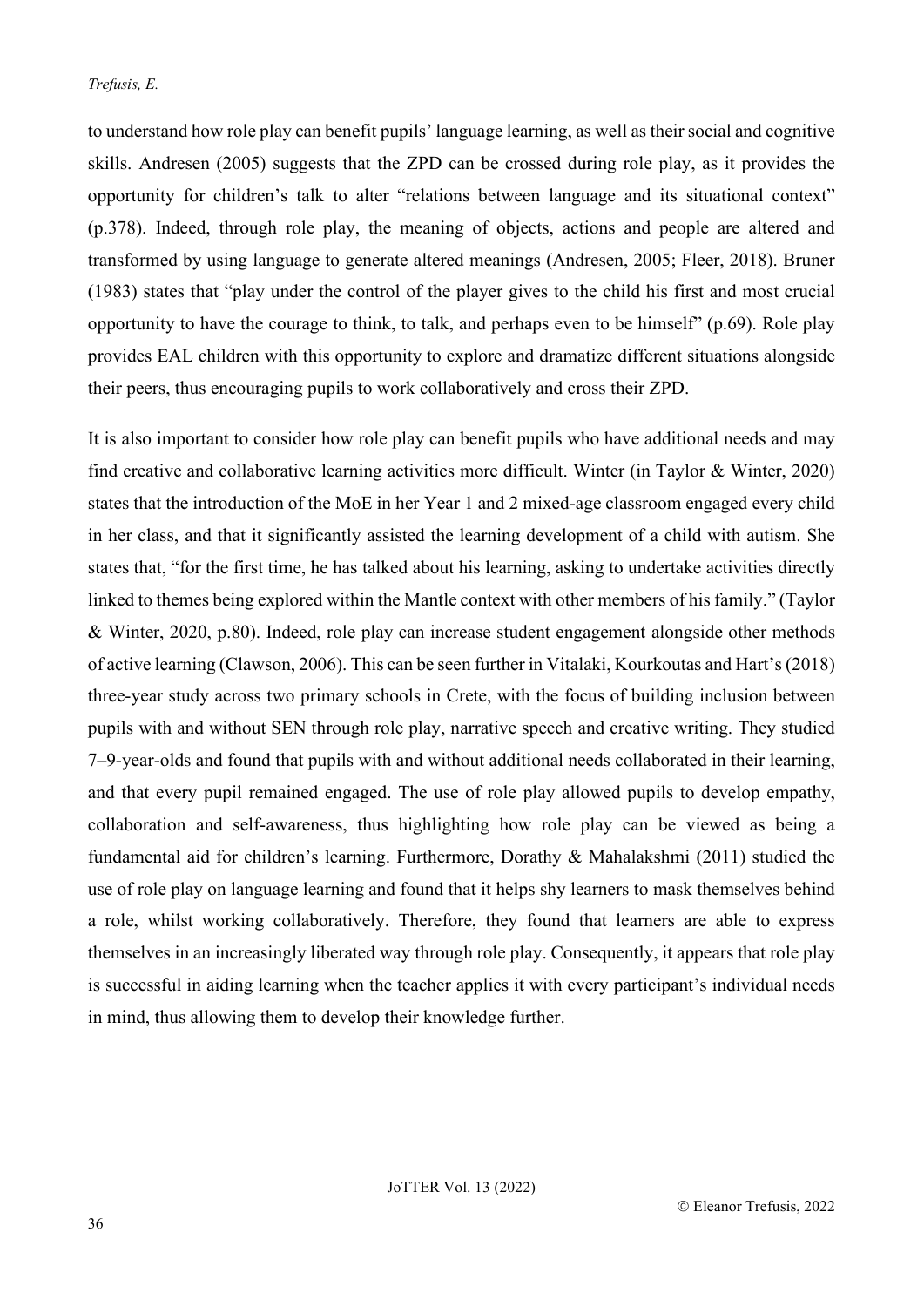to understand how role play can benefit pupils' language learning, as well as their social and cognitive skills. Andresen (2005) suggests that the ZPD can be crossed during role play, as it provides the opportunity for children's talk to alter "relations between language and its situational context" (p.378). Indeed, through role play, the meaning of objects, actions and people are altered and transformed by using language to generate altered meanings (Andresen, 2005; Fleer, 2018). Bruner (1983) states that "play under the control of the player gives to the child his first and most crucial opportunity to have the courage to think, to talk, and perhaps even to be himself" (p.69). Role play provides EAL children with this opportunity to explore and dramatize different situations alongside their peers, thus encouraging pupils to work collaboratively and cross their ZPD.

It is also important to consider how role play can benefit pupils who have additional needs and may find creative and collaborative learning activities more difficult. Winter (in Taylor & Winter, 2020) states that the introduction of the MoE in her Year 1 and 2 mixed-age classroom engaged every child in her class, and that it significantly assisted the learning development of a child with autism. She states that, "for the first time, he has talked about his learning, asking to undertake activities directly linked to themes being explored within the Mantle context with other members of his family." (Taylor & Winter, 2020, p.80). Indeed, role play can increase student engagement alongside other methods of active learning (Clawson, 2006). This can be seen further in Vitalaki, Kourkoutas and Hart's (2018) three-year study across two primary schools in Crete, with the focus of building inclusion between pupils with and without SEN through role play, narrative speech and creative writing. They studied 7–9-year-olds and found that pupils with and without additional needs collaborated in their learning, and that every pupil remained engaged. The use of role play allowed pupils to develop empathy, collaboration and self-awareness, thus highlighting how role play can be viewed as being a fundamental aid for children's learning. Furthermore, Dorathy & Mahalakshmi (2011) studied the use of role play on language learning and found that it helps shy learners to mask themselves behind a role, whilst working collaboratively. Therefore, they found that learners are able to express themselves in an increasingly liberated way through role play. Consequently, it appears that role play is successful in aiding learning when the teacher applies it with every participant's individual needs in mind, thus allowing them to develop their knowledge further.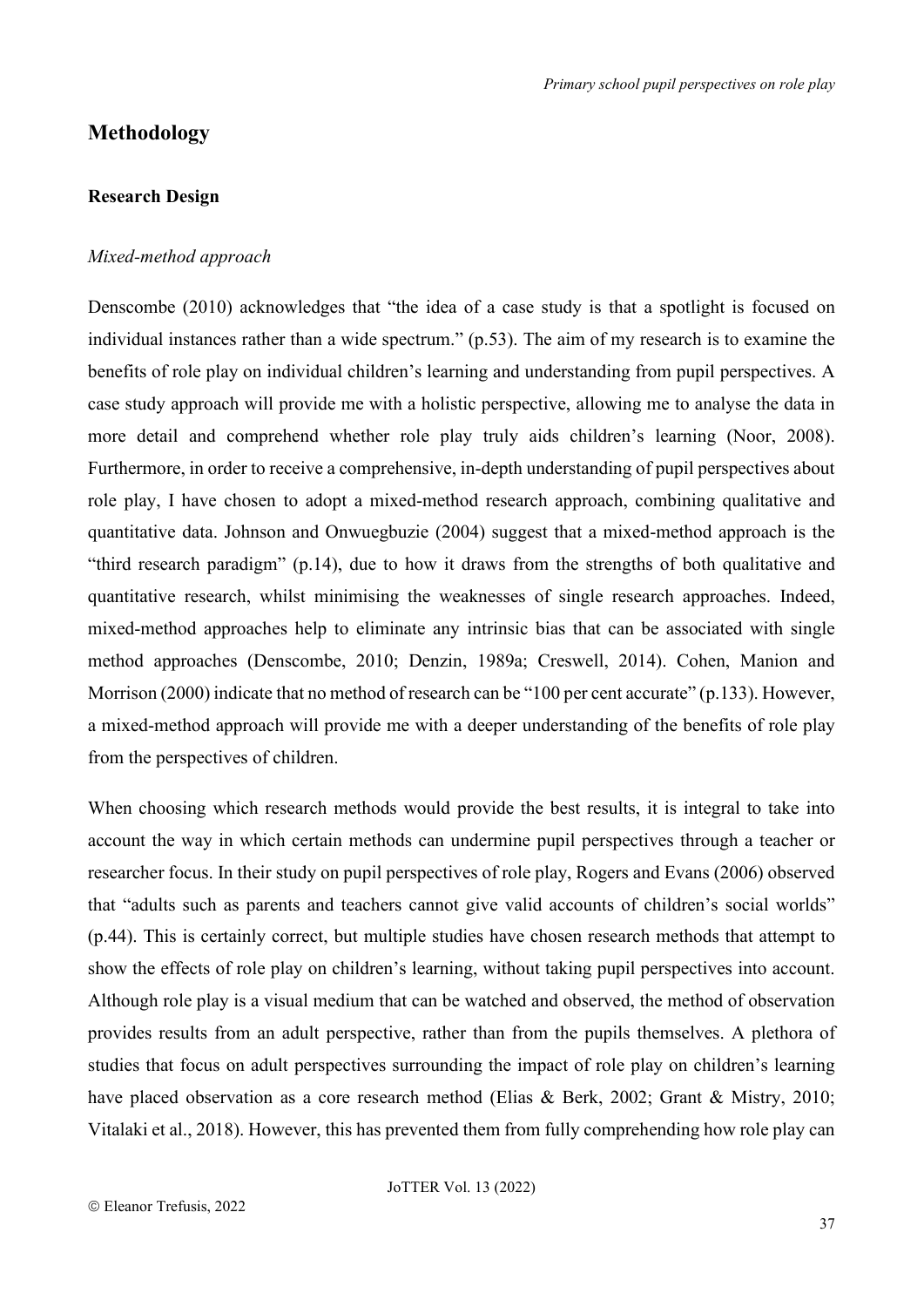## Methodology

### Research Design

*Mixed-method approach*

Denscombe (2010) acknowledges that "the idea of a case study is that a spotlight is focused on individual instances rather than a wide spectrum." (p.53). The aim of my research is to examine the benefits of role play on individual children's learning and understanding from pupil perspectives. A case study approach will provide me with a holistic perspective, allowing me to analyse the data in more detail and comprehend whether role play truly aids children's learning (Noor, 2008). Furthermore, in order to receive a comprehensive, in-depth understanding of pupil perspectives about role play, I have chosen to adopt a mixed-method research approach, combining qualitative and quantitative data. Johnson and Onwuegbuzie (2004) suggest that a mixed-method approach is the "third research paradigm" (p.14), due to how it draws from the strengths of both qualitative and quantitative research, whilst minimising the weaknesses of single research approaches. Indeed, mixed-method approaches help to eliminate any intrinsic bias that can be associated with single method approaches (Denscombe, 2010; Denzin, 1989a; Creswell, 2014). Cohen, Manion and Morrison (2000) indicate that no method of research can be "100 per cent accurate" (p.133). However, a mixed-method approach will provide me with a deeper understanding of the benefits of role play from the perspectives of children.

When choosing which research methods would provide the best results, it is integral to take into account the way in which certain methods can undermine pupil perspectives through a teacher or researcher focus. In their study on pupil perspectives of role play, Rogers and Evans (2006) observed that "adults such as parents and teachers cannot give valid accounts of children's social worlds" (p.44). This is certainly correct, but multiple studies have chosen research methods that attempt to show the effects of role play on children's learning, without taking pupil perspectives into account. Although role play is a visual medium that can be watched and observed, the method of observation provides results from an adult perspective, rather than from the pupils themselves. A plethora of studies that focus on adult perspectives surrounding the impact of role play on children's learning have placed observation as a core research method (Elias & Berk, 2002; Grant & Mistry, 2010; Vitalaki et al., 2018). However, this has prevented them from fully comprehending how role play can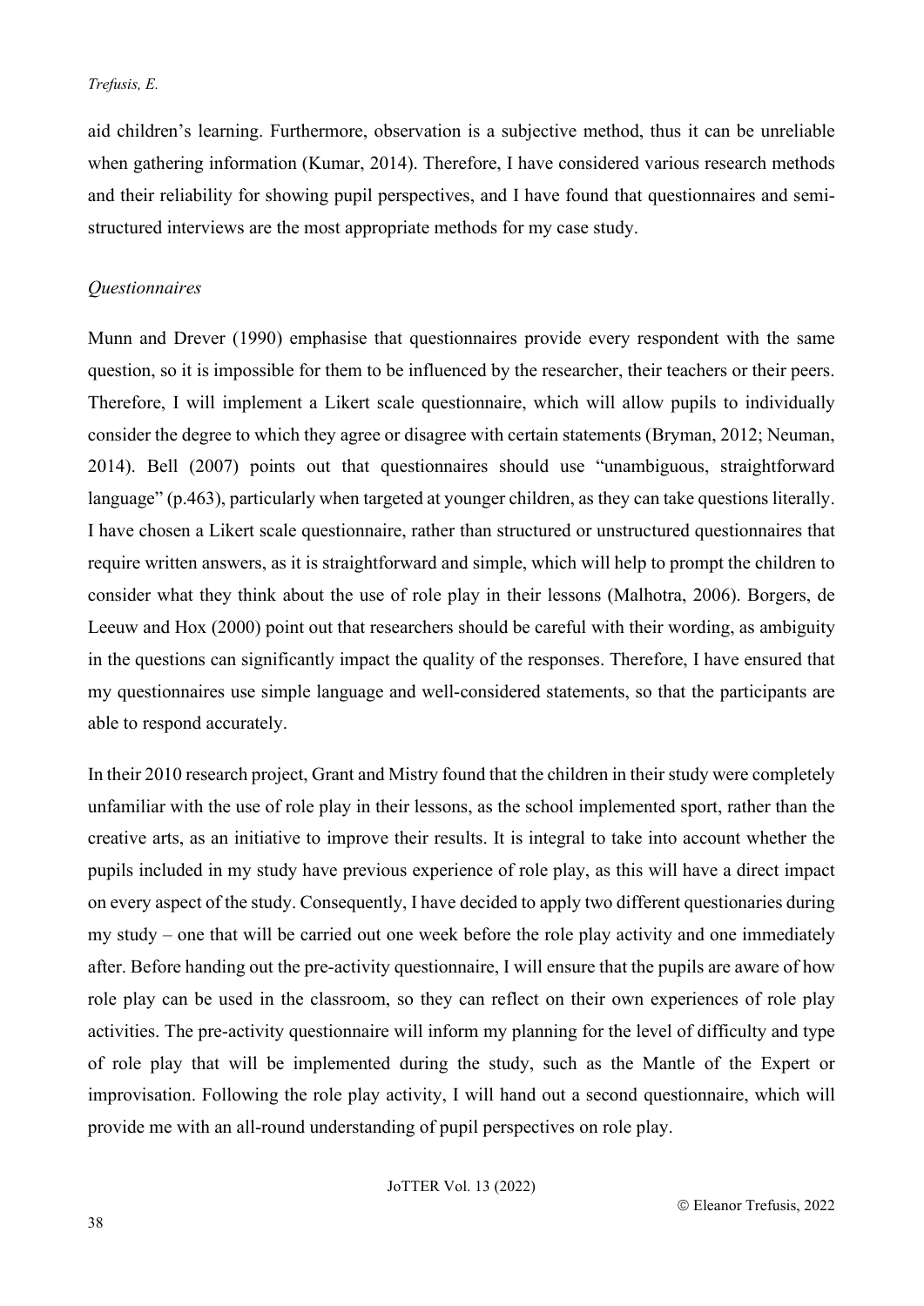aid children's learning. Furthermore, observation is a subjective method, thus it can be unreliable when gathering information (Kumar, 2014). Therefore, I have considered various research methods and their reliability for showing pupil perspectives, and I have found that questionnaires and semi-structured interviews are the most appropriate methods for my case study.

*Questionnaires*

Munn and Drever (1990) emphasise that questionnaires provide every respondent with the same question, so it is impossible for them to be influenced by the researcher, their teachers or their peers. Therefore, I will implement a Likert scale questionnaire, which will allow pupils to individually consider the degree to which they agree or disagree with certain statements (Bryman, 2012; Neuman, 2014). Bell (2007) points out that questionnaires should use "unambiguous, straightforward language" (p.463), particularly when targeted at younger children, as they can take questions literally. I have chosen a Likert scale questionnaire, rather than structured or unstructured questionnaires that require written answers, as it is straightforward and simple, which will help to prompt the children to consider what they think about the use of role play in their lessons (Malhotra, 2006). Borgers, de Leeuw and Hox (2000) point out that researchers should be careful with their wording, as ambiguity in the questions can significantly impact the quality of the responses. Therefore, I have ensured that my questionnaires use simple language and well-considered statements, so that the participants are able to respond accurately.

In their 2010 research project, Grant and Mistry found that the children in their study were completely unfamiliar with the use of role play in their lessons, as the school implemented sport, rather than the creative arts, as an initiative to improve their results. It is integral to take into account whether the pupils included in my study have previous experience of role play, as this will have a direct impact on every aspect of the study. Consequently, I have decided to apply two different questionaries during my study – one that will be carried out one week before the role play activity and one immediately after. Before handing out the pre-activity questionnaire, I will ensure that the pupils are aware of how role play can be used in the classroom, so they can reflect on their own experiences of role play activities. The pre-activity questionnaire will inform my planning for the level of difficulty and type of role play that will be implemented during the study, such as the Mantle of the Expert or improvisation. Following the role play activity, I will hand out a second questionnaire, which will provide me with an all-round understanding of pupil perspectives on role play.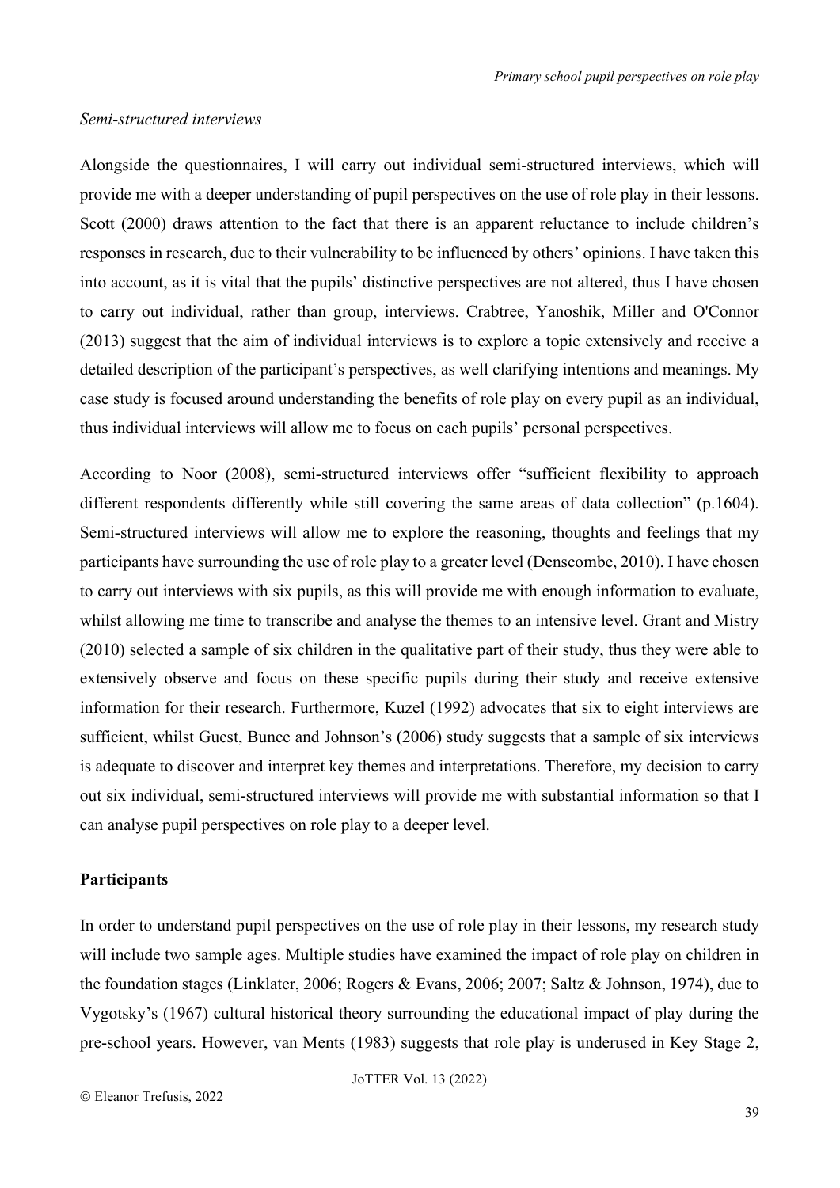### *Semi-structured interviews*

Alongside the questionnaires, I will carry out individual semi-structured interviews, which will provide me with a deeper understanding of pupil perspectives on the use of role play in their lessons. Scott (2000) draws attention to the fact that there is an apparent reluctance to include children's responses in research, due to their vulnerability to be influenced by others' opinions. I have taken this into account, as it is vital that the pupils' distinctive perspectives are not altered, thus I have chosen to carry out individual, rather than group, interviews. Crabtree, Yanoshik, Miller and O'Connor (2013) suggest that the aim of individual interviews is to explore a topic extensively and receive a detailed description of the participant's perspectives, as well clarifying intentions and meanings. My case study is focused around understanding the benefits of role play on every pupil as an individual, thus individual interviews will allow me to focus on each pupils' personal perspectives.

According to Noor (2008), semi-structured interviews offer "sufficient flexibility to approach different respondents differently while still covering the same areas of data collection" (p.1604). Semi-structured interviews will allow me to explore the reasoning, thoughts and feelings that my participants have surrounding the use of role play to a greater level (Denscombe, 2010). I have chosen to carry out interviews with six pupils, as this will provide me with enough information to evaluate, whilst allowing me time to transcribe and analyse the themes to an intensive level. Grant and Mistry (2010) selected a sample of six children in the qualitative part of their study, thus they were able to extensively observe and focus on these specific pupils during their study and receive extensive information for their research. Furthermore, Kuzel (1992) advocates that six to eight interviews are sufficient, whilst Guest, Bunce and Johnson's (2006) study suggests that a sample of six interviews is adequate to discover and interpret key themes and interpretations. Therefore, my decision to carry out six individual, semi-structured interviews will provide me with substantial information so that I can analyse pupil perspectives on role play to a deeper level.

## Participants

In order to understand pupil perspectives on the use of role play in their lessons, my research study will include two sample ages. Multiple studies have examined the impact of role play on children in the foundation stages (Linklater, 2006; Rogers & Evans, 2006; 2007; Saltz & Johnson, 1974), due to Vygotsky's (1967) cultural historical theory surrounding the educational impact of play during the pre-school years. However, van Ments (1983) suggests that role play is underused in Key Stage 2,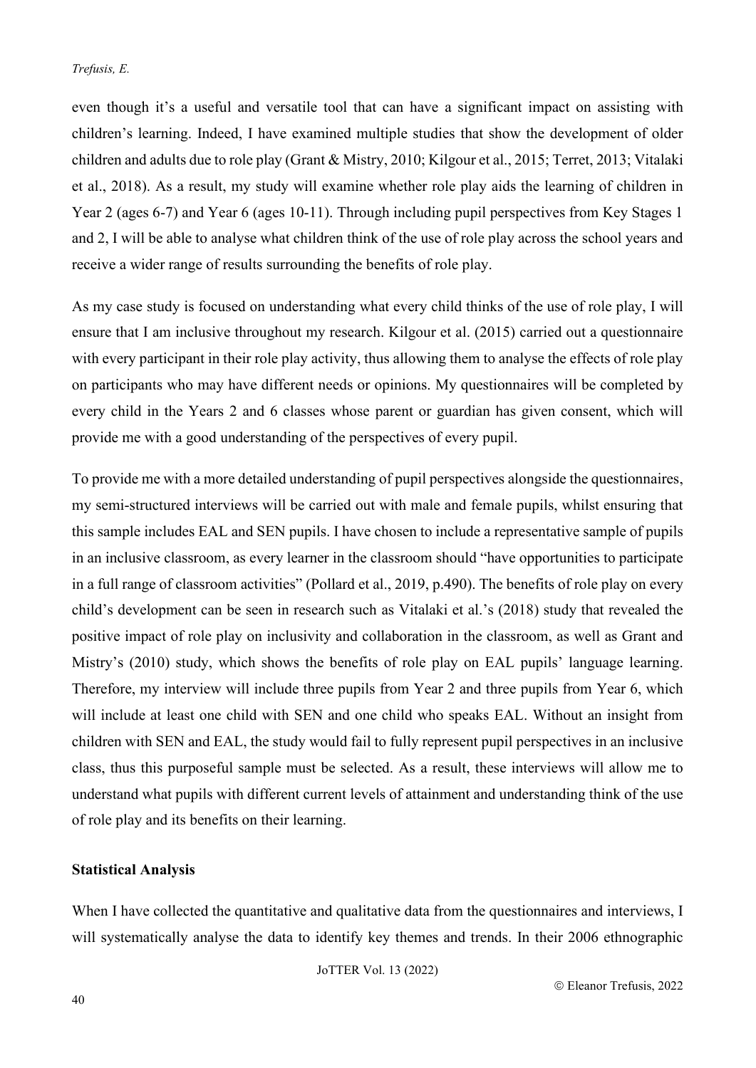even though it's a useful and versatile tool that can have a significant impact on assisting with children's learning. Indeed, I have examined multiple studies that show the development of older children and adults due to role play (Grant & Mistry, 2010; Kilgour et al., 2015; Terret, 2013; Vitalaki et al., 2018). As a result, my study will examine whether role play aids the learning of children in Year 2 (ages 6-7) and Year 6 (ages 10-11). Through including pupil perspectives from Key Stages 1 and 2, I will be able to analyse what children think of the use of role play across the school years and receive a wider range of results surrounding the benefits of role play.

As my case study is focused on understanding what every child thinks of the use of role play, I will ensure that I am inclusive throughout my research. Kilgour et al. (2015) carried out a questionnaire with every participant in their role play activity, thus allowing them to analyse the effects of role play on participants who may have different needs or opinions. My questionnaires will be completed by every child in the Years 2 and 6 classes whose parent or guardian has given consent, which will provide me with a good understanding of the perspectives of every pupil.

To provide me with a more detailed understanding of pupil perspectives alongside the questionnaires, my semi-structured interviews will be carried out with male and female pupils, whilst ensuring that this sample includes EAL and SEN pupils. I have chosen to include a representative sample of pupils in an inclusive classroom, as every learner in the classroom should "have opportunities to participate in a full range of classroom activities" (Pollard et al., 2019, p.490). The benefits of role play on every child's development can be seen in research such as Vitalaki et al.'s (2018) study that revealed the positive impact of role play on inclusivity and collaboration in the classroom, as well as Grant and Mistry's (2010) study, which shows the benefits of role play on EAL pupils' language learning. Therefore, my interview will include three pupils from Year 2 and three pupils from Year 6, which will include at least one child with SEN and one child who speaks EAL. Without an insight from children with SEN and EAL, the study would fail to fully represent pupil perspectives in an inclusive class, thus this purposeful sample must be selected. As a result, these interviews will allow me to understand what pupils with different current levels of attainment and understanding think of the use of role play and its benefits on their learning.

**Statistical Analysis**

When I have collected the quantitative and qualitative data from the questionnaires and interviews, I will systematically analyse the data to identify key themes and trends. In their 2006 ethnographic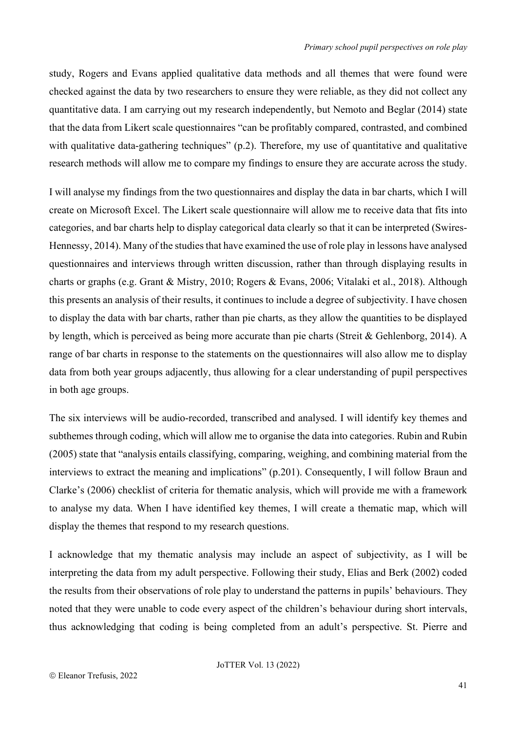study, Rogers and Evans applied qualitative data methods and all themes that were found were checked against the data by two researchers to ensure they were reliable, as they did not collect any quantitative data. I am carrying out my research independently, but Nemoto and Beglar (2014) state that the data from Likert scale questionnaires "can be profitably compared, contrasted, and combined with qualitative data-gathering techniques" (p.2). Therefore, my use of quantitative and qualitative research methods will allow me to compare my findings to ensure they are accurate across the study.

I will analyse my findings from the two questionnaires and display the data in bar charts, which I will create on Microsoft Excel. The Likert scale questionnaire will allow me to receive data that fits into categories, and bar charts help to display categorical data clearly so that it can be interpreted (Swires-Hennessy, 2014). Many of the studies that have examined the use of role play in lessons have analysed questionnaires and interviews through written discussion, rather than through displaying results in charts or graphs (e.g. Grant & Mistry, 2010; Rogers & Evans, 2006; Vitalaki et al., 2018). Although this presents an analysis of their results, it continues to include a degree of subjectivity. I have chosen to display the data with bar charts, rather than pie charts, as they allow the quantities to be displayed by length, which is perceived as being more accurate than pie charts (Streit & Gehlenborg, 2014). A range of bar charts in response to the statements on the questionnaires will also allow me to display data from both year groups adjacently, thus allowing for a clear understanding of pupil perspectives in both age groups.

The six interviews will be audio-recorded, transcribed and analysed. I will identify key themes and subthemes through coding, which will allow me to organise the data into categories. Rubin and Rubin (2005) state that "analysis entails classifying, comparing, weighing, and combining material from the interviews to extract the meaning and implications" (p.201). Consequently, I will follow Braun and Clarke's (2006) checklist of criteria for thematic analysis, which will provide me with a framework to analyse my data. When I have identified key themes, I will create a thematic map, which will display the themes that respond to my research questions.

I acknowledge that my thematic analysis may include an aspect of subjectivity, as I will be interpreting the data from my adult perspective. Following their study, Elias and Berk (2002) coded the results from their observations of role play to understand the patterns in pupils' behaviours. They noted that they were unable to code every aspect of the children's behaviour during short intervals, thus acknowledging that coding is being completed from an adult's perspective. St. Pierre and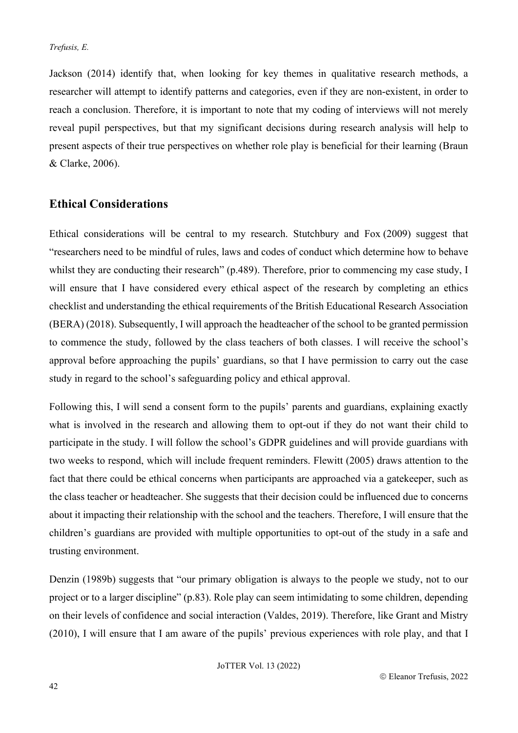Jackson (2014) identify that, when looking for key themes in qualitative research methods, a researcher will attempt to identify patterns and categories, even if they are non-existent, in order to reach a conclusion. Therefore, it is important to note that my coding of interviews will not merely reveal pupil perspectives, but that my significant decisions during research analysis will help to present aspects of their true perspectives on whether role play is beneficial for their learning (Braun & Clarke, 2006).

## Ethical Considerations

Ethical considerations will be central to my research. Stutchbury and Fox (2009) suggest that "researchers need to be mindful of rules, laws and codes of conduct which determine how to behave whilst they are conducting their research" (p.489). Therefore, prior to commencing my case study, I will ensure that I have considered every ethical aspect of the research by completing an ethics checklist and understanding the ethical requirements of the British Educational Research Association (BERA) (2018). Subsequently, I will approach the headteacher of the school to be granted permission to commence the study, followed by the class teachers of both classes. I will receive the school's approval before approaching the pupils' guardians, so that I have permission to carry out the case study in regard to the school's safeguarding policy and ethical approval.

Following this, I will send a consent form to the pupils' parents and guardians, explaining exactly what is involved in the research and allowing them to opt-out if they do not want their child to participate in the study. I will follow the school's GDPR guidelines and will provide guardians with two weeks to respond, which will include frequent reminders. Flewitt (2005) draws attention to the fact that there could be ethical concerns when participants are approached via a gatekeeper, such as the class teacher or headteacher. She suggests that their decision could be influenced due to concerns about it impacting their relationship with the school and the teachers. Therefore, I will ensure that the children's guardians are provided with multiple opportunities to opt-out of the study in a safe and trusting environment.

Denzin (1989b) suggests that "our primary obligation is always to the people we study, not to our project or to a larger discipline" (p.83). Role play can seem intimidating to some children, depending on their levels of confidence and social interaction (Valdes, 2019). Therefore, like Grant and Mistry (2010), I will ensure that I am aware of the pupils' previous experiences with role play, and that I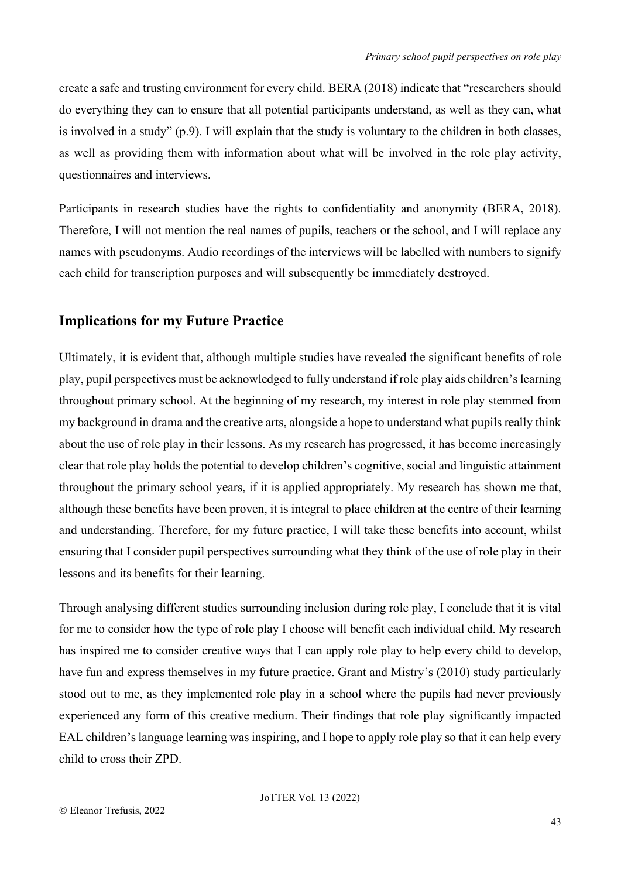create a safe and trusting environment for every child. BERA (2018) indicate that "researchers should do everything they can to ensure that all potential participants understand, as well as they can, what is involved in a study" (p.9). I will explain that the study is voluntary to the children in both classes, as well as providing them with information about what will be involved in the role play activity, questionnaires and interviews.

Participants in research studies have the rights to confidentiality and anonymity (BERA, 2018). Therefore, I will not mention the real names of pupils, teachers or the school, and I will replace any names with pseudonyms. Audio recordings of the interviews will be labelled with numbers to signify each child for transcription purposes and will subsequently be immediately destroyed.

## Implications for my Future Practice

Ultimately, it is evident that, although multiple studies have revealed the significant benefits of role play, pupil perspectives must be acknowledged to fully understand if role play aids children's learning throughout primary school. At the beginning of my research, my interest in role play stemmed from my background in drama and the creative arts, alongside a hope to understand what pupils really think about the use of role play in their lessons. As my research has progressed, it has become increasingly clear that role play holds the potential to develop children's cognitive, social and linguistic attainment throughout the primary school years, if it is applied appropriately. My research has shown me that, although these benefits have been proven, it is integral to place children at the centre of their learning and understanding. Therefore, for my future practice, I will take these benefits into account, whilst ensuring that I consider pupil perspectives surrounding what they think of the use of role play in their lessons and its benefits for their learning.

Through analysing different studies surrounding inclusion during role play, I conclude that it is vital for me to consider how the type of role play I choose will benefit each individual child. My research has inspired me to consider creative ways that I can apply role play to help every child to develop, have fun and express themselves in my future practice. Grant and Mistry's (2010) study particularly stood out to me, as they implemented role play in a school where the pupils had never previously experienced any form of this creative medium. Their findings that role play significantly impacted EAL children's language learning was inspiring, and I hope to apply role play so that it can help every child to cross their ZPD.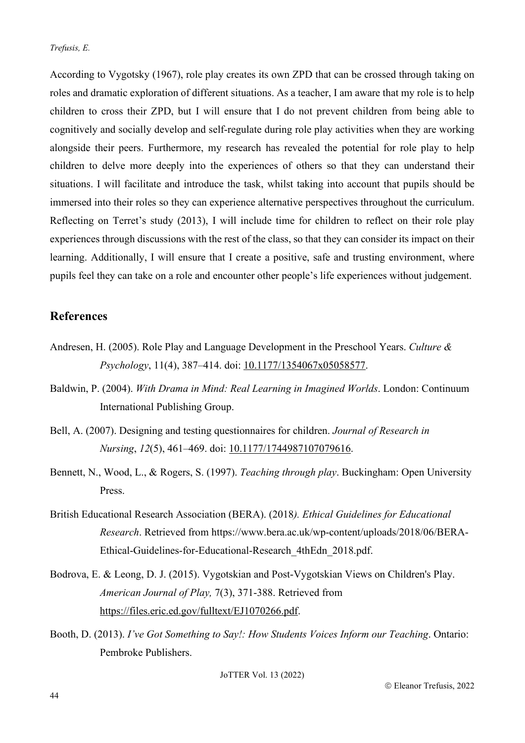According to Vygotsky (1967), role play creates its own ZPD that can be crossed through taking on roles and dramatic exploration of different situations. As a teacher, I am aware that my role is to help children to cross their ZPD, but I will ensure that I do not prevent children from being able to cognitively and socially develop and self-regulate during role play activities when they are working alongside their peers. Furthermore, my research has revealed the potential for role play to help children to delve more deeply into the experiences of others so that they can understand their situations. I will facilitate and introduce the task, whilst taking into account that pupils should be immersed into their roles so they can experience alternative perspectives throughout the curriculum. Reflecting on Terret's study (2013), I will include time for children to reflect on their role play experiences through discussions with the rest of the class, so that they can consider its impact on their learning. Additionally, I will ensure that I create a positive, safe and trusting environment, where pupils feel they can take on a role and encounter other people's life experiences without judgement.

## References

Andresen, H. (2005). Role Play and Language Development in the Preschool Years. *Culture & Psychology*, 11(4), 387–414. doi: 10.1177/1354067x05058577.

Baldwin, P. (2004). *With Drama in Mind: Real Learning in Imagined Worlds*. London: Continuum International Publishing Group.

Bell, A. (2007). Designing and testing questionnaires for children. *Journal of Research in Nursing*, *12*(5), 461–469. doi: 10.1177/1744987107079616.

Bennett, N., Wood, L., & Rogers, S. (1997). *Teaching through play*. Buckingham: Open University Press.

British Educational Research Association (BERA). (2018*). Ethical Guidelines for Educational Research*. Retrieved from https://www.bera.ac.uk/wp-content/uploads/2018/06/BERA-Ethical-Guidelines-for-Educational-Research_4thEdn_2018.pdf.

Bodrova, E. & Leong, D. J. (2015). Vygotskian and Post-Vygotskian Views on Children's Play. *American Journal of Play,* 7(3), 371-388. Retrieved from https://files.eric.ed.gov/fulltext/EJ1070266.pdf.

Booth, D. (2013). *I've Got Something to Say!: How Students Voices Inform our Teaching*. Ontario: Pembroke Publishers.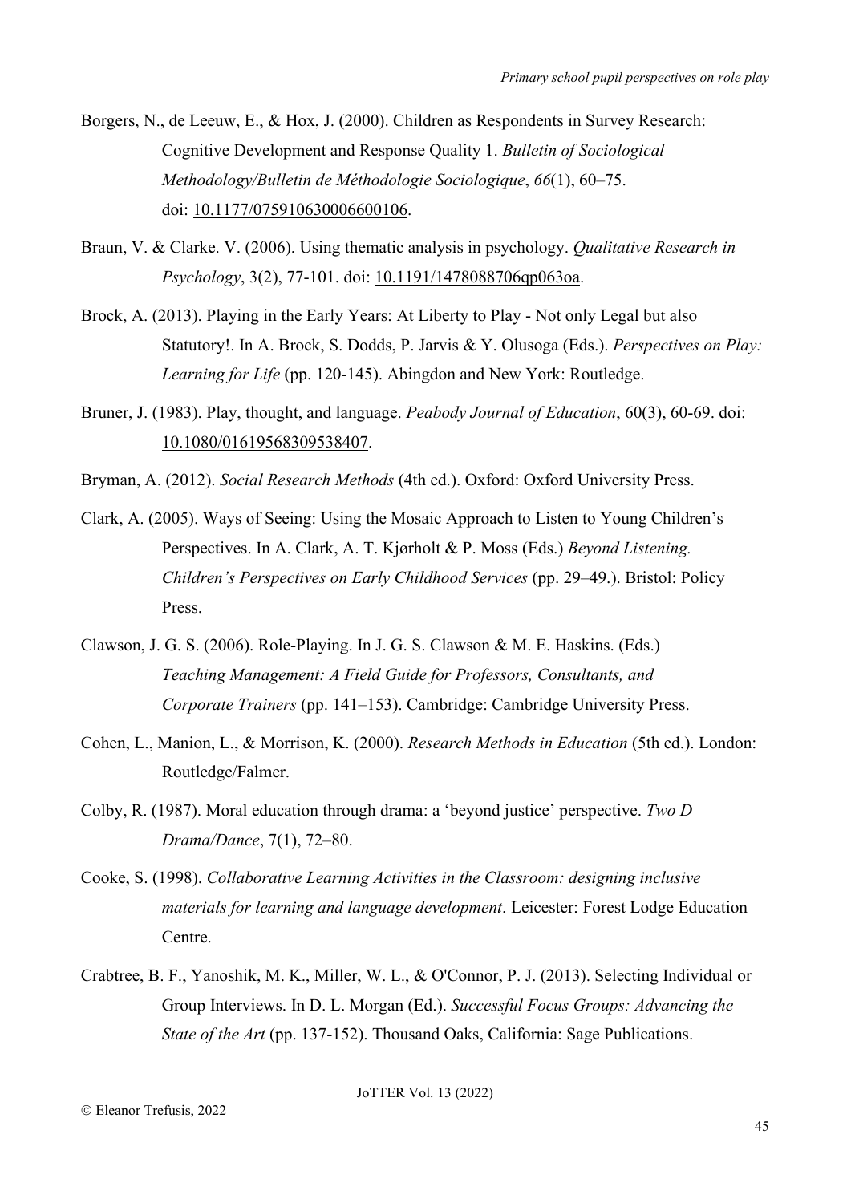Borgers, N., de Leeuw, E., & Hox, J. (2000). Children as Respondents in Survey Research: Cognitive Development and Response Quality 1. *Bulletin of Sociological Methodology/Bulletin de Méthodologie Sociologique*, *66*(1), 60–75. doi: 10.1177/075910630006600106.

Braun, V. & Clarke. V. (2006). Using thematic analysis in psychology. *Qualitative Research in Psychology*, 3(2), 77-101. doi: 10.1191/1478088706qp063oa.

Brock, A. (2013). Playing in the Early Years: At Liberty to Play - Not only Legal but also Statutory!. In A. Brock, S. Dodds, P. Jarvis & Y. Olusoga (Eds.). *Perspectives on Play: Learning for Life* (pp. 120-145). Abingdon and New York: Routledge.

Bruner, J. (1983). Play, thought, and language. *Peabody Journal of Education*, 60(3), 60-69. doi: 10.1080/01619568309538407.

Bryman, A. (2012). *Social Research Methods* (4th ed.). Oxford: Oxford University Press.

Clark, A. (2005). Ways of Seeing: Using the Mosaic Approach to Listen to Young Children's Perspectives. In A. Clark, A. T. Kjørholt & P. Moss (Eds.) *Beyond Listening. Children's Perspectives on Early Childhood Services* (pp. 29–49.). Bristol: Policy Press.

Clawson, J. G. S. (2006). Role-Playing. In J. G. S. Clawson & M. E. Haskins. (Eds.) *Teaching Management: A Field Guide for Professors, Consultants, and Corporate Trainers* (pp. 141–153). Cambridge: Cambridge University Press.

Cohen, L., Manion, L., & Morrison, K. (2000). *Research Methods in Education* (5th ed.). London: Routledge/Falmer.

Colby, R. (1987). Moral education through drama: a 'beyond justice' perspective. *Two D Drama/Dance*, 7(1), 72–80.

Cooke, S. (1998). *Collaborative Learning Activities in the Classroom: designing inclusive materials for learning and language development*. Leicester: Forest Lodge Education Centre.

Crabtree, B. F., Yanoshik, M. K., Miller, W. L., & O'Connor, P. J. (2013). Selecting Individual or Group Interviews. In D. L. Morgan (Ed.). *Successful Focus Groups: Advancing the State of the Art* (pp. 137-152). Thousand Oaks, California: Sage Publications.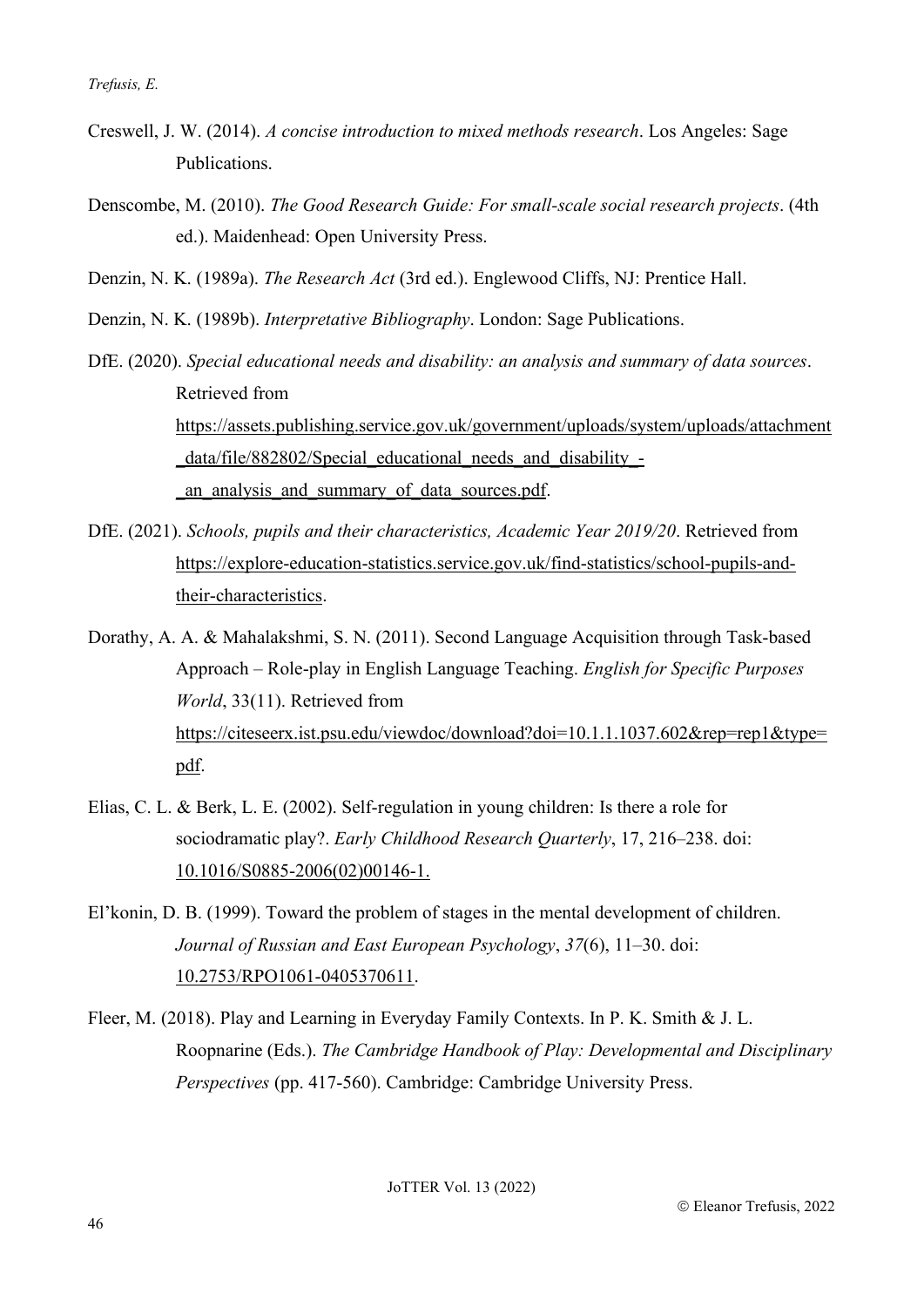Creswell, J. W. (2014). *A concise introduction to mixed methods research*. Los Angeles: Sage Publications.

Denscombe, M. (2010). *The Good Research Guide: For small-scale social research projects*. (4th ed.). Maidenhead: Open University Press.

Denzin, N. K. (1989a). *The Research Act* (3rd ed.). Englewood Cliffs, NJ: Prentice Hall.

Denzin, N. K. (1989b). *Interpretative Bibliography*. London: Sage Publications.

DfE. (2020). *Special educational needs and disability: an analysis and summary of data sources*. Retrieved from https://assets.publishing.service.gov.uk/government/uploads/system/uploads/attachment_data/file/882802/Special_educational_needs_and_disability_-_an_analysis_and_summary_of_data_sources.pdf.

DfE. (2021). *Schools, pupils and their characteristics, Academic Year 2019/20*. Retrieved from https://explore-education-statistics.service.gov.uk/find-statistics/school-pupils-and-their-characteristics.

Dorathy, A. A. & Mahalakshmi, S. N. (2011). Second Language Acquisition through Task-based Approach – Role-play in English Language Teaching. *English for Specific Purposes World*, 33(11). Retrieved from https://citeseerx.ist.psu.edu/viewdoc/download?doi=10.1.1.1037.602&rep=rep1&type=pdf.

Elias, C. L. & Berk, L. E. (2002). Self-regulation in young children: Is there a role for sociodramatic play?. *Early Childhood Research Quarterly*, 17, 216–238. doi: 10.1016/S0885-2006(02)00146-1.

El'konin, D. B. (1999). Toward the problem of stages in the mental development of children. *Journal of Russian and East European Psychology*, *37*(6), 11–30. doi: 10.2753/RPO1061-0405370611.

Fleer, M. (2018). Play and Learning in Everyday Family Contexts. In P. K. Smith & J. L. Roopnarine (Eds.). *The Cambridge Handbook of Play: Developmental and Disciplinary Perspectives* (pp. 417-560). Cambridge: Cambridge University Press.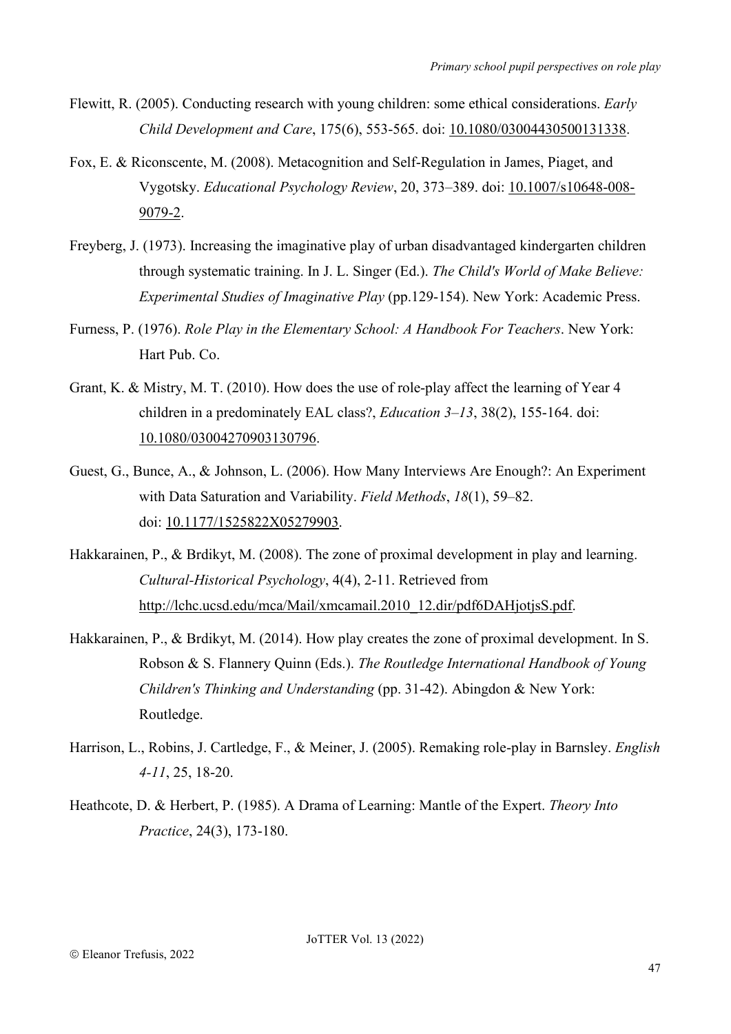Flewitt, R. (2005). Conducting research with young children: some ethical considerations. *Early Child Development and Care*, 175(6), 553-565. doi: 10.1080/03004430500131338.

Fox, E. & Riconscente, M. (2008). Metacognition and Self-Regulation in James, Piaget, and Vygotsky. *Educational Psychology Review*, 20, 373–389. doi: 10.1007/s10648-008-9079-2.

Freyberg, J. (1973). Increasing the imaginative play of urban disadvantaged kindergarten children through systematic training. In J. L. Singer (Ed.). *The Child's World of Make Believe: Experimental Studies of Imaginative Play* (pp.129-154). New York: Academic Press.

Furness, P. (1976). *Role Play in the Elementary School: A Handbook For Teachers*. New York: Hart Pub. Co.

Grant, K. & Mistry, M. T. (2010). How does the use of role-play affect the learning of Year 4 children in a predominately EAL class?, *Education 3–13*, 38(2), 155-164. doi: 10.1080/03004270903130796.

Guest, G., Bunce, A., & Johnson, L. (2006). How Many Interviews Are Enough?: An Experiment with Data Saturation and Variability. *Field Methods*, *18*(1), 59–82. doi: 10.1177/1525822X05279903.

Hakkarainen, P., & Brdikyt, M. (2008). The zone of proximal development in play and learning. *Cultural-Historical Psychology*, 4(4), 2-11. Retrieved from http://lchc.ucsd.edu/mca/Mail/xmcamail.2010_12.dir/pdf6DAHjotjsS.pdf.

Hakkarainen, P., & Brdikyt, M. (2014). How play creates the zone of proximal development. In S. Robson & S. Flannery Quinn (Eds.). *The Routledge International Handbook of Young Children's Thinking and Understanding* (pp. 31-42). Abingdon & New York: Routledge.

Harrison, L., Robins, J. Cartledge, F., & Meiner, J. (2005). Remaking role-play in Barnsley. *English 4-11*, 25, 18-20.

Heathcote, D. & Herbert, P. (1985). A Drama of Learning: Mantle of the Expert. *Theory Into Practice*, 24(3), 173-180.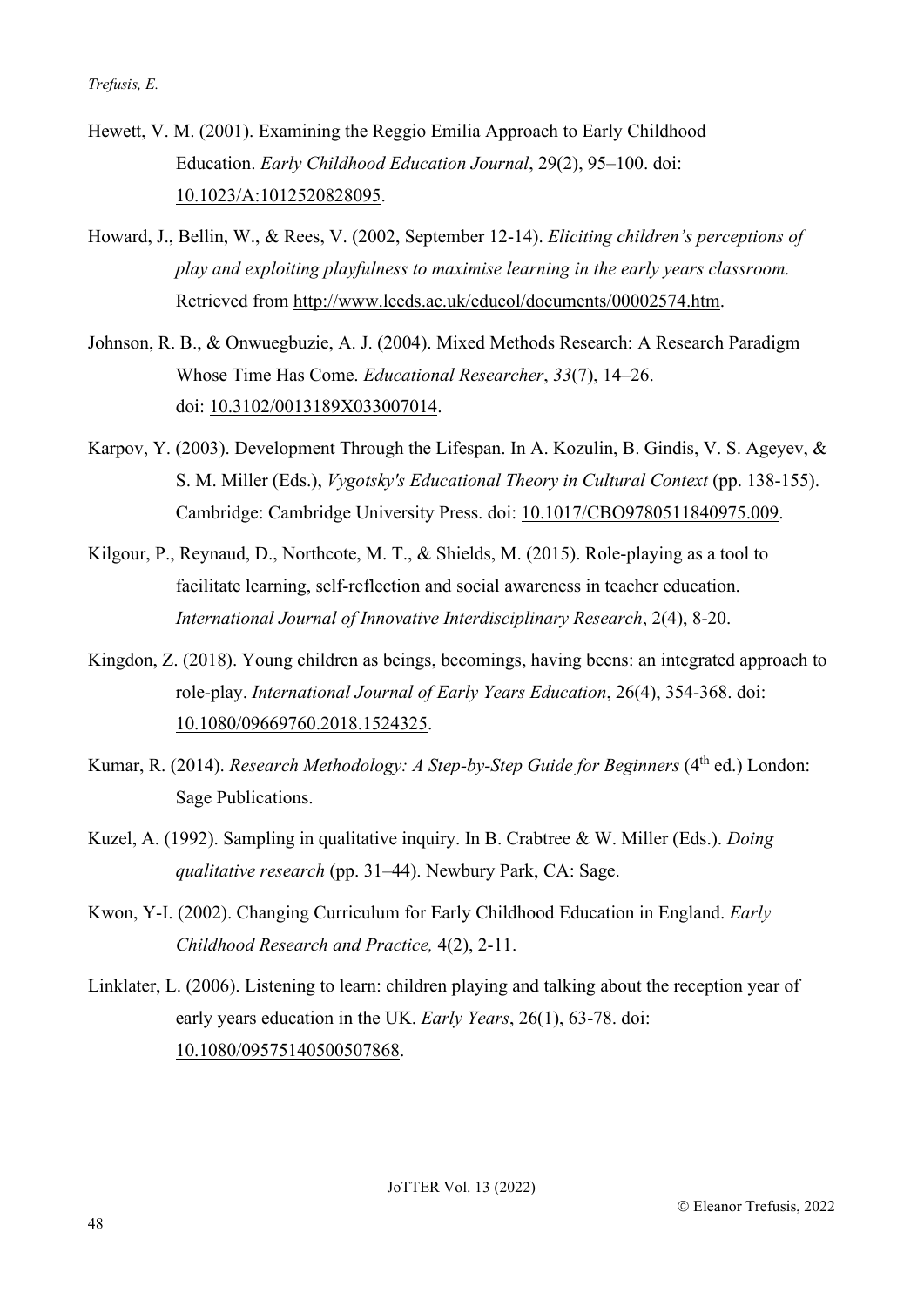Hewett, V. M. (2001). Examining the Reggio Emilia Approach to Early Childhood Education. *Early Childhood Education Journal*, 29(2), 95–100. doi: 10.1023/A:1012520828095.

Howard, J., Bellin, W., & Rees, V. (2002, September 12-14). *Eliciting children's perceptions of play and exploiting playfulness to maximise learning in the early years classroom.* Retrieved from http://www.leeds.ac.uk/educol/documents/00002574.htm.

Johnson, R. B., & Onwuegbuzie, A. J. (2004). Mixed Methods Research: A Research Paradigm Whose Time Has Come. *Educational Researcher*, *33*(7), 14–26. doi: 10.3102/0013189X033007014.

Karpov, Y. (2003). Development Through the Lifespan. In A. Kozulin, B. Gindis, V. S. Ageyev, & S. M. Miller (Eds.), *Vygotsky's Educational Theory in Cultural Context* (pp. 138-155). Cambridge: Cambridge University Press. doi: 10.1017/CBO9780511840975.009.

Kilgour, P., Reynaud, D., Northcote, M. T., & Shields, M. (2015). Role-playing as a tool to facilitate learning, self-reflection and social awareness in teacher education. *International Journal of Innovative Interdisciplinary Research*, 2(4), 8-20.

Kingdon, Z. (2018). Young children as beings, becomings, having beens: an integrated approach to role-play. *International Journal of Early Years Education*, 26(4), 354-368. doi: 10.1080/09669760.2018.1524325.

Kumar, R. (2014). *Research Methodology: A Step-by-Step Guide for Beginners* (4th ed.) London: Sage Publications.

Kuzel, A. (1992). Sampling in qualitative inquiry. In B. Crabtree & W. Miller (Eds.). *Doing qualitative research* (pp. 31–44). Newbury Park, CA: Sage.

Kwon, Y-I. (2002). Changing Curriculum for Early Childhood Education in England. *Early Childhood Research and Practice,* 4(2), 2-11.

Linklater, L. (2006). Listening to learn: children playing and talking about the reception year of early years education in the UK. *Early Years*, 26(1), 63-78. doi: 10.1080/09575140500507868.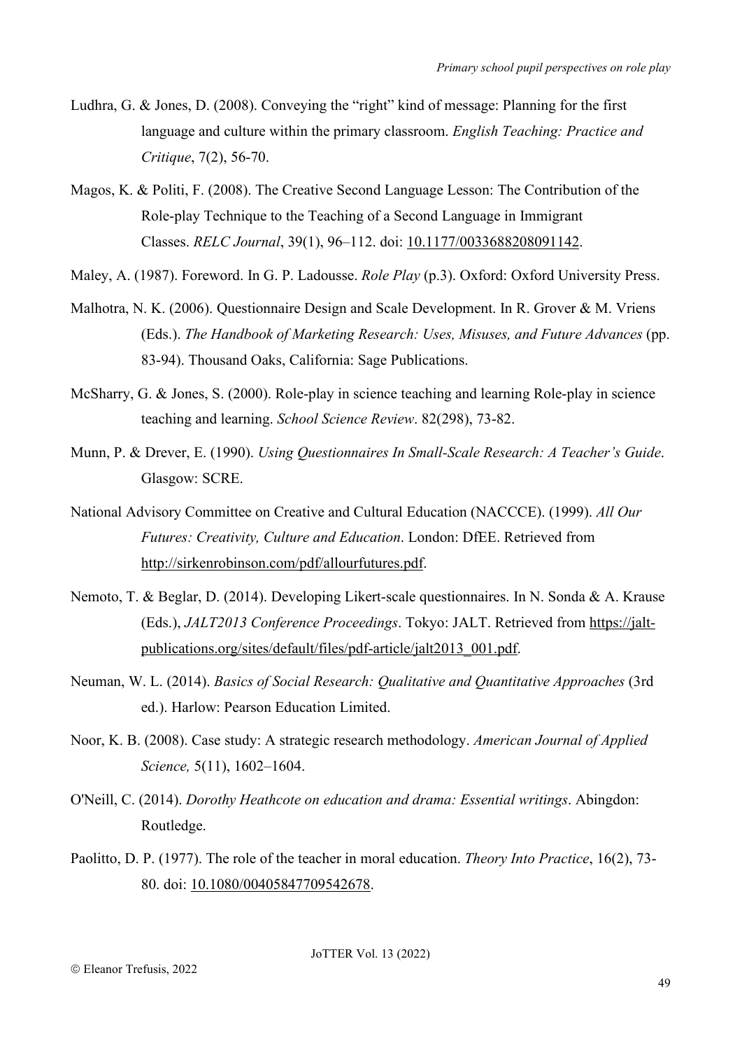Ludhra, G. & Jones, D. (2008). Conveying the "right" kind of message: Planning for the first language and culture within the primary classroom. *English Teaching: Practice and Critique*, 7(2), 56-70.

Magos, K. & Politi, F. (2008). The Creative Second Language Lesson: The Contribution of the Role-play Technique to the Teaching of a Second Language in Immigrant Classes. *RELC Journal*, 39(1), 96–112. doi: 10.1177/0033688208091142.

Maley, A. (1987). Foreword. In G. P. Ladousse. *Role Play* (p.3). Oxford: Oxford University Press.

Malhotra, N. K. (2006). Questionnaire Design and Scale Development. In R. Grover & M. Vriens (Eds.). *The Handbook of Marketing Research: Uses, Misuses, and Future Advances* (pp. 83-94). Thousand Oaks, California: Sage Publications.

McSharry, G. & Jones, S. (2000). Role-play in science teaching and learning Role-play in science teaching and learning. *School Science Review*. 82(298), 73-82.

Munn, P. & Drever, E. (1990). *Using Questionnaires In Small-Scale Research: A Teacher's Guide*. Glasgow: SCRE.

National Advisory Committee on Creative and Cultural Education (NACCCE). (1999). *All Our Futures: Creativity, Culture and Education*. London: DfEE. Retrieved from http://sirkenrobinson.com/pdf/allourfutures.pdf.

Nemoto, T. & Beglar, D. (2014). Developing Likert-scale questionnaires. In N. Sonda & A. Krause (Eds.), *JALT2013 Conference Proceedings*. Tokyo: JALT. Retrieved from https://jalt-publications.org/sites/default/files/pdf-article/jalt2013_001.pdf.

Neuman, W. L. (2014). *Basics of Social Research: Qualitative and Quantitative Approaches* (3rd ed.). Harlow: Pearson Education Limited.

Noor, K. B. (2008). Case study: A strategic research methodology. *American Journal of Applied Science,* 5(11), 1602–1604.

O'Neill, C. (2014). *Dorothy Heathcote on education and drama: Essential writings*. Abingdon: Routledge.

Paolitto, D. P. (1977). The role of the teacher in moral education. *Theory Into Practice*, 16(2), 73-80. doi: 10.1080/00405847709542678.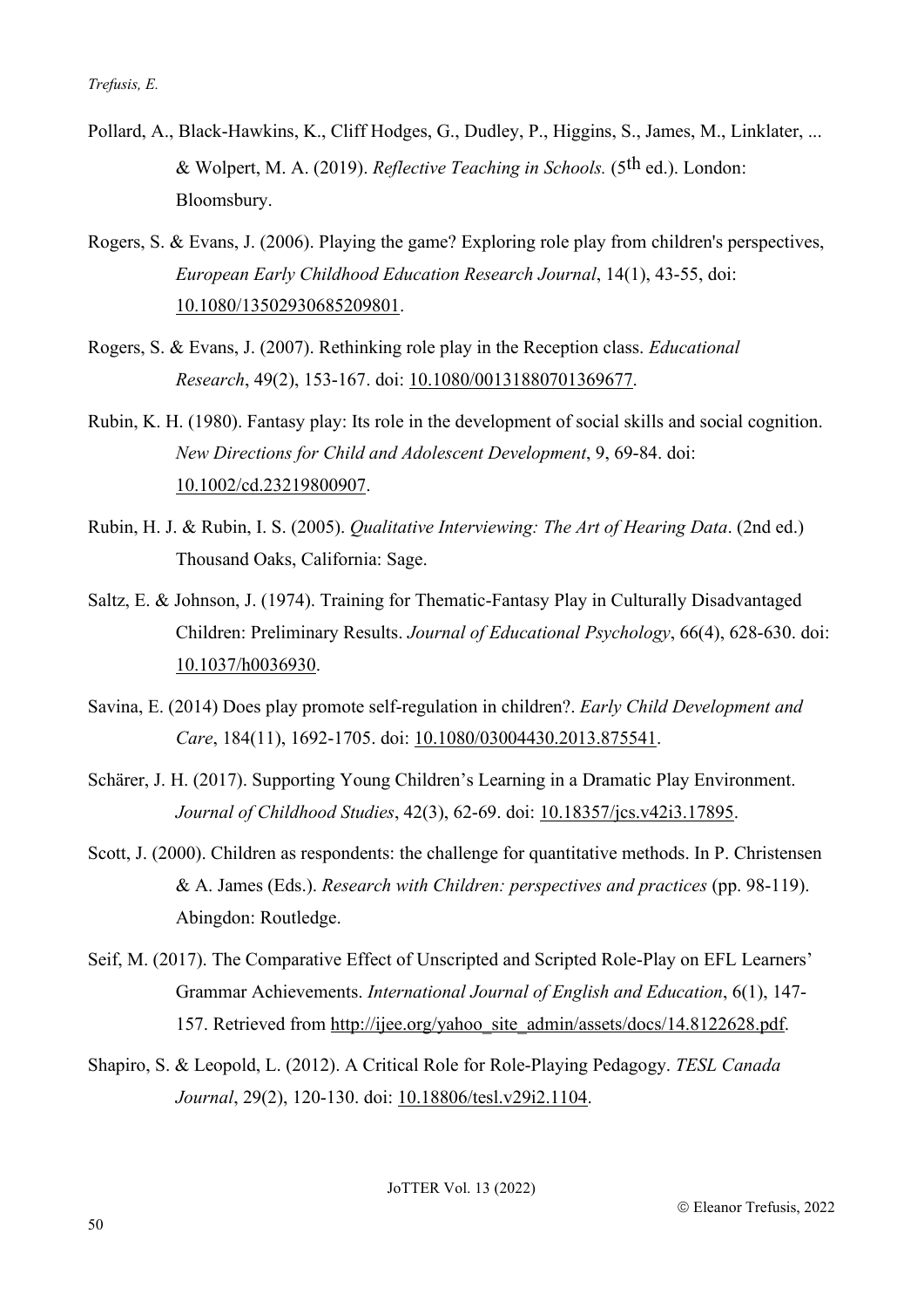Pollard, A., Black-Hawkins, K., Cliff Hodges, G., Dudley, P., Higgins, S., James, M., Linklater, ... & Wolpert, M. A. (2019). *Reflective Teaching in Schools.* (5th ed.). London: Bloomsbury.

Rogers, S. & Evans, J. (2006). Playing the game? Exploring role play from children's perspectives, *European Early Childhood Education Research Journal*, 14(1), 43-55, doi: 10.1080/13502930685209801.

Rogers, S. & Evans, J. (2007). Rethinking role play in the Reception class. *Educational Research*, 49(2), 153-167. doi: 10.1080/00131880701369677.

Rubin, K. H. (1980). Fantasy play: Its role in the development of social skills and social cognition. *New Directions for Child and Adolescent Development*, 9, 69-84. doi: 10.1002/cd.23219800907.

Rubin, H. J. & Rubin, I. S. (2005). *Qualitative Interviewing: The Art of Hearing Data*. (2nd ed.) Thousand Oaks, California: Sage.

Saltz, E. & Johnson, J. (1974). Training for Thematic-Fantasy Play in Culturally Disadvantaged Children: Preliminary Results. *Journal of Educational Psychology*, 66(4), 628-630. doi: 10.1037/h0036930.

Savina, E. (2014) Does play promote self-regulation in children?. *Early Child Development and Care*, 184(11), 1692-1705. doi: 10.1080/03004430.2013.875541.

Schärer, J. H. (2017). Supporting Young Children's Learning in a Dramatic Play Environment. *Journal of Childhood Studies*, 42(3), 62-69. doi: 10.18357/jcs.v42i3.17895.

Scott, J. (2000). Children as respondents: the challenge for quantitative methods. In P. Christensen & A. James (Eds.). *Research with Children: perspectives and practices* (pp. 98-119). Abingdon: Routledge.

Seif, M. (2017). The Comparative Effect of Unscripted and Scripted Role-Play on EFL Learners' Grammar Achievements. *International Journal of English and Education*, 6(1), 147-157. Retrieved from http://ijee.org/yahoo_site_admin/assets/docs/14.8122628.pdf.

Shapiro, S. & Leopold, L. (2012). A Critical Role for Role-Playing Pedagogy. *TESL Canada Journal*, 29(2), 120-130. doi: 10.18806/tesl.v29i2.1104.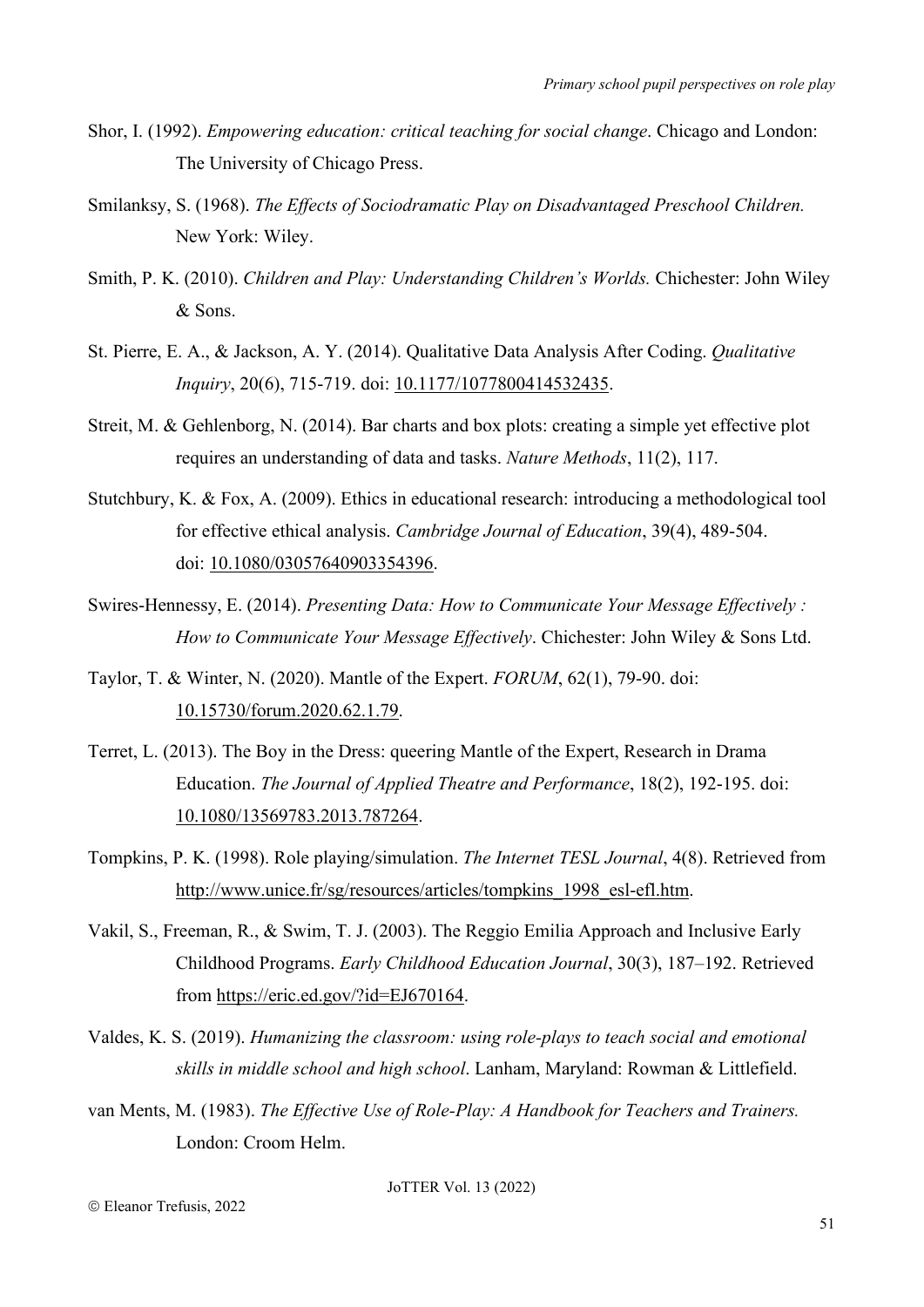Shor, I. (1992). *Empowering education: critical teaching for social change*. Chicago and London: The University of Chicago Press.

Smilanksy, S. (1968). *The Effects of Sociodramatic Play on Disadvantaged Preschool Children.* New York: Wiley.

Smith, P. K. (2010). *Children and Play: Understanding Children's Worlds.* Chichester: John Wiley & Sons.

St. Pierre, E. A., & Jackson, A. Y. (2014). Qualitative Data Analysis After Coding. *Qualitative Inquiry*, 20(6), 715-719. doi: 10.1177/1077800414532435.

Streit, M. & Gehlenborg, N. (2014). Bar charts and box plots: creating a simple yet effective plot requires an understanding of data and tasks. *Nature Methods*, 11(2), 117.

Stutchbury, K. & Fox, A. (2009). Ethics in educational research: introducing a methodological tool for effective ethical analysis. *Cambridge Journal of Education*, 39(4), 489-504. doi: 10.1080/03057640903354396.

Swires-Hennessy, E. (2014). *Presenting Data: How to Communicate Your Message Effectively : How to Communicate Your Message Effectively*. Chichester: John Wiley & Sons Ltd.

Taylor, T. & Winter, N. (2020). Mantle of the Expert. *FORUM*, 62(1), 79-90. doi: 10.15730/forum.2020.62.1.79.

Terret, L. (2013). The Boy in the Dress: queering Mantle of the Expert, Research in Drama Education. *The Journal of Applied Theatre and Performance*, 18(2), 192-195. doi: 10.1080/13569783.2013.787264.

Tompkins, P. K. (1998). Role playing/simulation. *The Internet TESL Journal*, 4(8). Retrieved from http://www.unice.fr/sg/resources/articles/tompkins_1998_esl-efl.htm.

Vakil, S., Freeman, R., & Swim, T. J. (2003). The Reggio Emilia Approach and Inclusive Early Childhood Programs. *Early Childhood Education Journal*, 30(3), 187–192. Retrieved from https://eric.ed.gov/?id=EJ670164.

Valdes, K. S. (2019). *Humanizing the classroom: using role-plays to teach social and emotional skills in middle school and high school*. Lanham, Maryland: Rowman & Littlefield.

van Ments, M. (1983). *The Effective Use of Role-Play: A Handbook for Teachers and Trainers.* London: Croom Helm.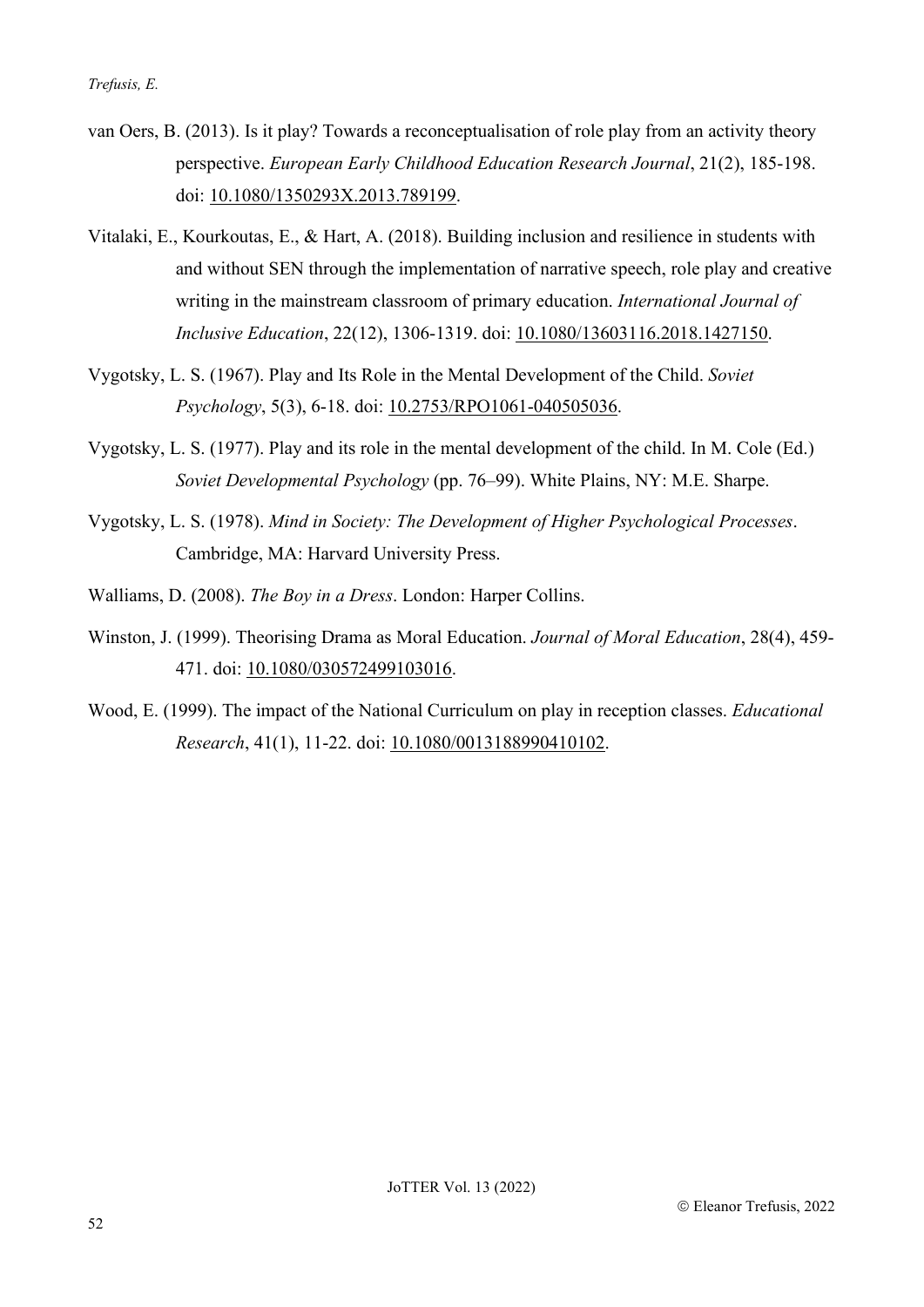van Oers, B. (2013). Is it play? Towards a reconceptualisation of role play from an activity theory perspective. *European Early Childhood Education Research Journal*, 21(2), 185-198. doi: 10.1080/1350293X.2013.789199.

Vitalaki, E., Kourkoutas, E., & Hart, A. (2018). Building inclusion and resilience in students with and without SEN through the implementation of narrative speech, role play and creative writing in the mainstream classroom of primary education. *International Journal of Inclusive Education*, 22(12), 1306-1319. doi: 10.1080/13603116.2018.1427150.

Vygotsky, L. S. (1967). Play and Its Role in the Mental Development of the Child. *Soviet Psychology*, 5(3), 6-18. doi: 10.2753/RPO1061-040505036.

Vygotsky, L. S. (1977). Play and its role in the mental development of the child. In M. Cole (Ed.) *Soviet Developmental Psychology* (pp. 76–99). White Plains, NY: M.E. Sharpe.

Vygotsky, L. S. (1978). *Mind in Society: The Development of Higher Psychological Processes*. Cambridge, MA: Harvard University Press.

Walliams, D. (2008). *The Boy in a Dress*. London: Harper Collins.

Winston, J. (1999). Theorising Drama as Moral Education. *Journal of Moral Education*, 28(4), 459-471. doi: 10.1080/030572499103016.

Wood, E. (1999). The impact of the National Curriculum on play in reception classes. *Educational Research*, 41(1), 11-22. doi: 10.1080/0013188990410102.

© Eleanor Trefusis, 2022